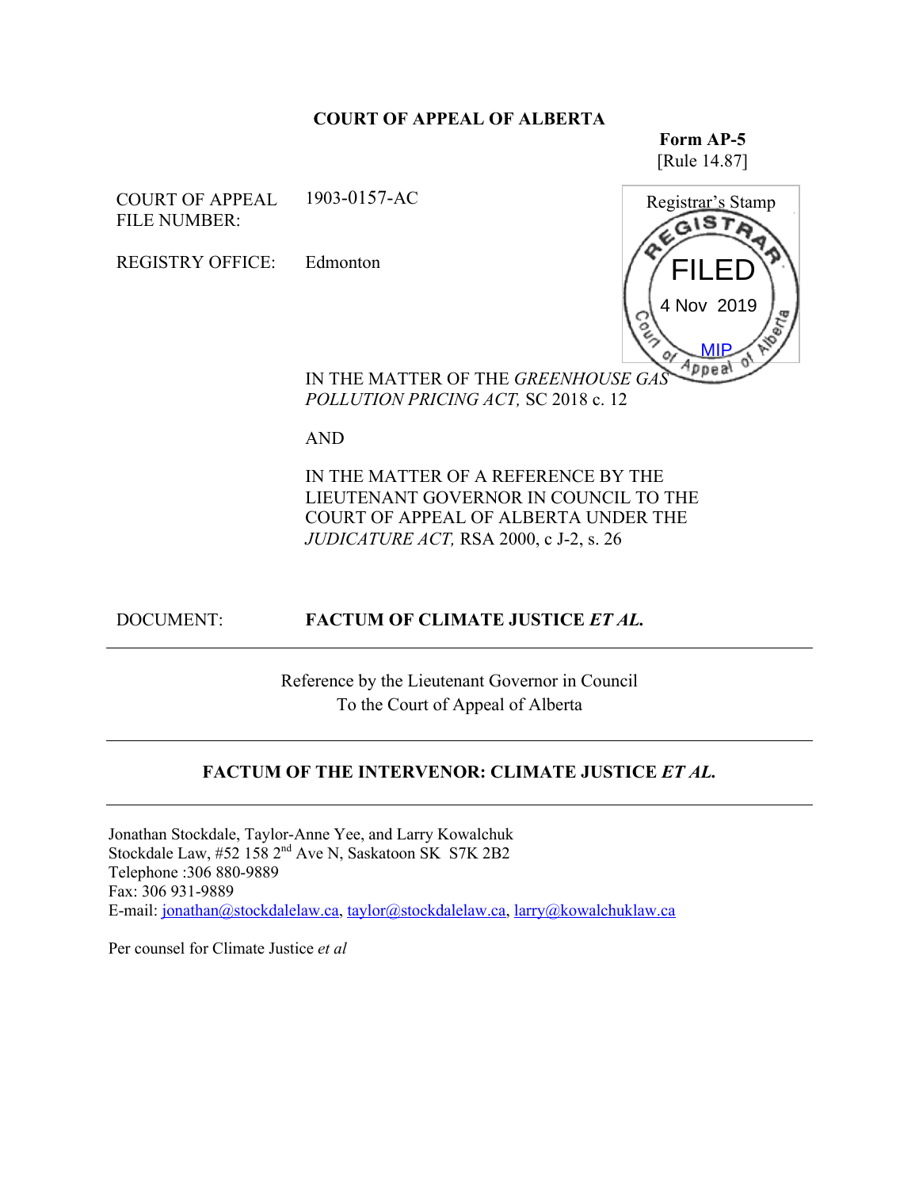**COURT OF APPEAL OF ALBERTA**

**Form AP-5**
[Rule 14.87]

COURT OF APPEAL FILE NUMBER: 1903-0157-AC

REGISTRY OFFICE: Edmonton

Registrar's Stamp
REGISTRAR
FILED
4 Nov 2019
MIP
Court of Appeal of Alberta

IN THE MATTER OF THE *GREENHOUSE GAS POLLUTION PRICING ACT,* SC 2018 c. 12

AND

IN THE MATTER OF A REFERENCE BY THE LIEUTENANT GOVERNOR IN COUNCIL TO THE COURT OF APPEAL OF ALBERTA UNDER THE *JUDICATURE ACT,* RSA 2000, c J-2, s. 26

DOCUMENT: **FACTUM OF CLIMATE JUSTICE *ET AL.***

---

Reference by the Lieutenant Governor in Council
To the Court of Appeal of Alberta

---

**FACTUM OF THE INTERVENOR: CLIMATE JUSTICE *ET AL.***

---

Jonathan Stockdale, Taylor-Anne Yee, and Larry Kowalchuk
Stockdale Law, #52 158 2nd Ave N, Saskatoon SK S7K 2B2
Telephone :306 880-9889
Fax: 306 931-9889
E-mail: jonathan@stockdalelaw.ca, taylor@stockdalelaw.ca, larry@kowalchuklaw.ca

Per counsel for Climate Justice *et al*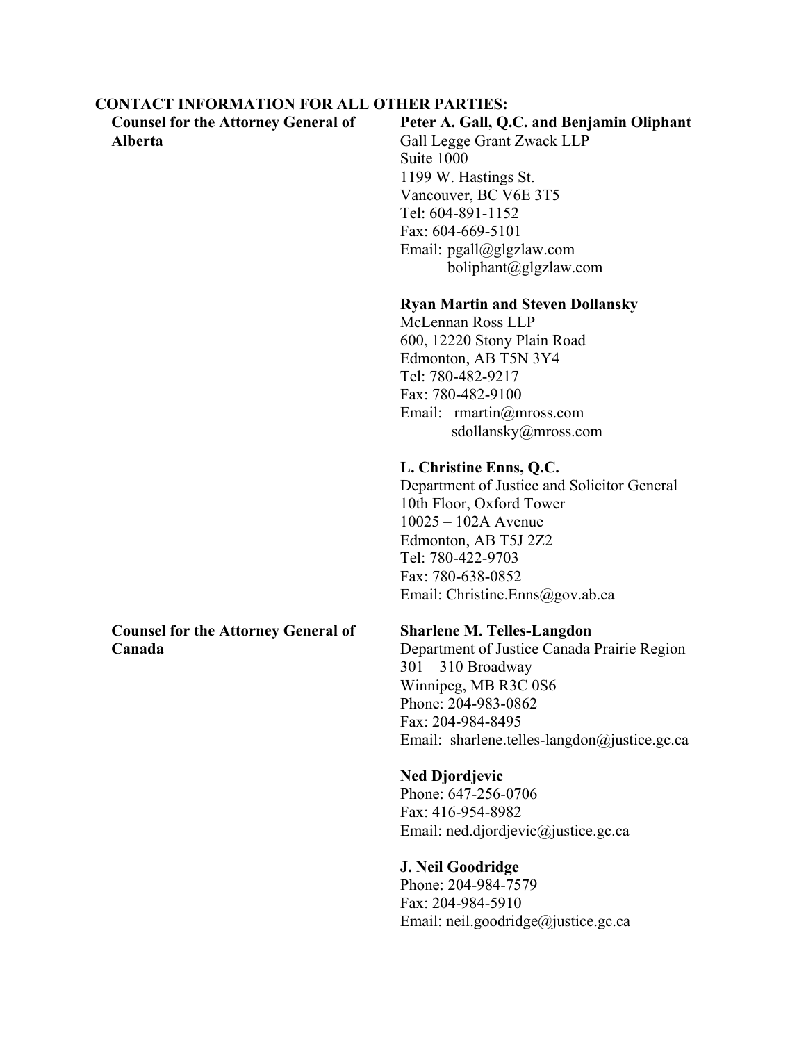**CONTACT INFORMATION FOR ALL OTHER PARTIES:**

| | |
|---|---|
| **Counsel for the Attorney General of Alberta** | **Peter A. Gall, Q.C. and Benjamin Oliphant**<br>Gall Legge Grant Zwack LLP<br>Suite 1000<br>1199 W. Hastings St.<br>Vancouver, BC V6E 3T5<br>Tel: 604-891-1152<br>Fax: 604-669-5101<br>Email: pgall@glgzlaw.com<br>boliphant@glgzlaw.com |
| | **Ryan Martin and Steven Dollansky**<br>McLennan Ross LLP<br>600, 12220 Stony Plain Road<br>Edmonton, AB T5N 3Y4<br>Tel: 780-482-9217<br>Fax: 780-482-9100<br>Email: rmartin@mross.com<br>sdollansky@mross.com |
| | **L. Christine Enns, Q.C.**<br>Department of Justice and Solicitor General<br>10th Floor, Oxford Tower<br>10025 – 102A Avenue<br>Edmonton, AB T5J 2Z2<br>Tel: 780-422-9703<br>Fax: 780-638-0852<br>Email: Christine.Enns@gov.ab.ca |
| **Counsel for the Attorney General of Canada** | **Sharlene M. Telles-Langdon**<br>Department of Justice Canada Prairie Region<br>301 – 310 Broadway<br>Winnipeg, MB R3C 0S6<br>Phone: 204-983-0862<br>Fax: 204-984-8495<br>Email: sharlene.telles-langdon@justice.gc.ca |
| | **Ned Djordjevic**<br>Phone: 647-256-0706<br>Fax: 416-954-8982<br>Email: ned.djordjevic@justice.gc.ca |
| | **J. Neil Goodridge**<br>Phone: 204-984-7579<br>Fax: 204-984-5910<br>Email: neil.goodridge@justice.gc.ca |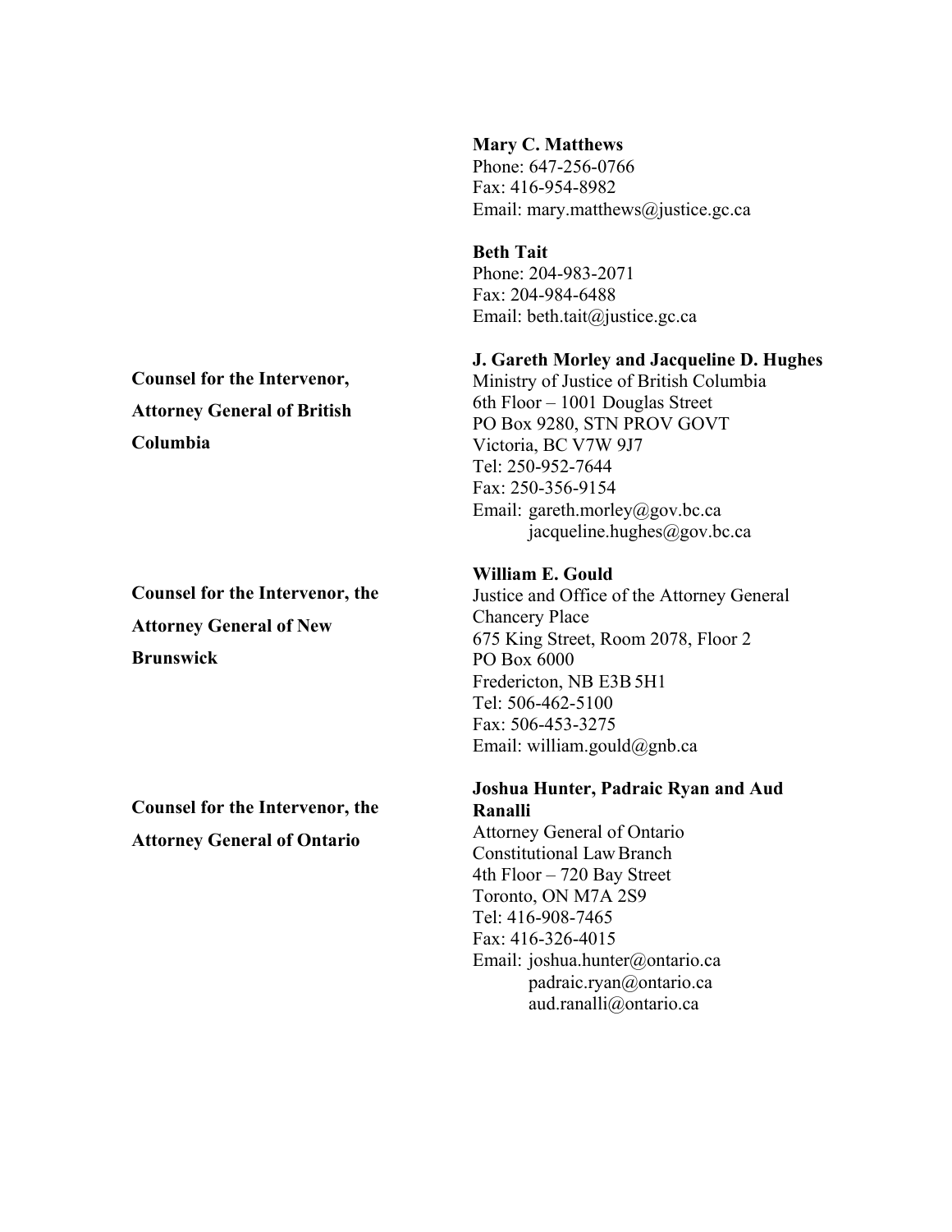**Mary C. Matthews**
Phone: 647-256-0766
Fax: 416-954-8982
Email: mary.matthews@justice.gc.ca

**Beth Tait**
Phone: 204-983-2071
Fax: 204-984-6488
Email: beth.tait@justice.gc.ca

**Counsel for the Intervenor, Attorney General of British Columbia**

**J. Gareth Morley and Jacqueline D. Hughes**
Ministry of Justice of British Columbia
6th Floor – 1001 Douglas Street
PO Box 9280, STN PROV GOVT
Victoria, BC V7W 9J7
Tel: 250-952-7644
Fax: 250-356-9154
Email: gareth.morley@gov.bc.ca
jacqueline.hughes@gov.bc.ca

**Counsel for the Intervenor, the Attorney General of New Brunswick**

**William E. Gould**
Justice and Office of the Attorney General
Chancery Place
675 King Street, Room 2078, Floor 2
PO Box 6000
Fredericton, NB E3B 5H1
Tel: 506-462-5100
Fax: 506-453-3275
Email: william.gould@gnb.ca

**Counsel for the Intervenor, the Attorney General of Ontario**

**Joshua Hunter, Padraic Ryan and Aud Ranalli**
Attorney General of Ontario
Constitutional Law Branch
4th Floor – 720 Bay Street
Toronto, ON M7A 2S9
Tel: 416-908-7465
Fax: 416-326-4015
Email: joshua.hunter@ontario.ca
padraic.ryan@ontario.ca
aud.ranalli@ontario.ca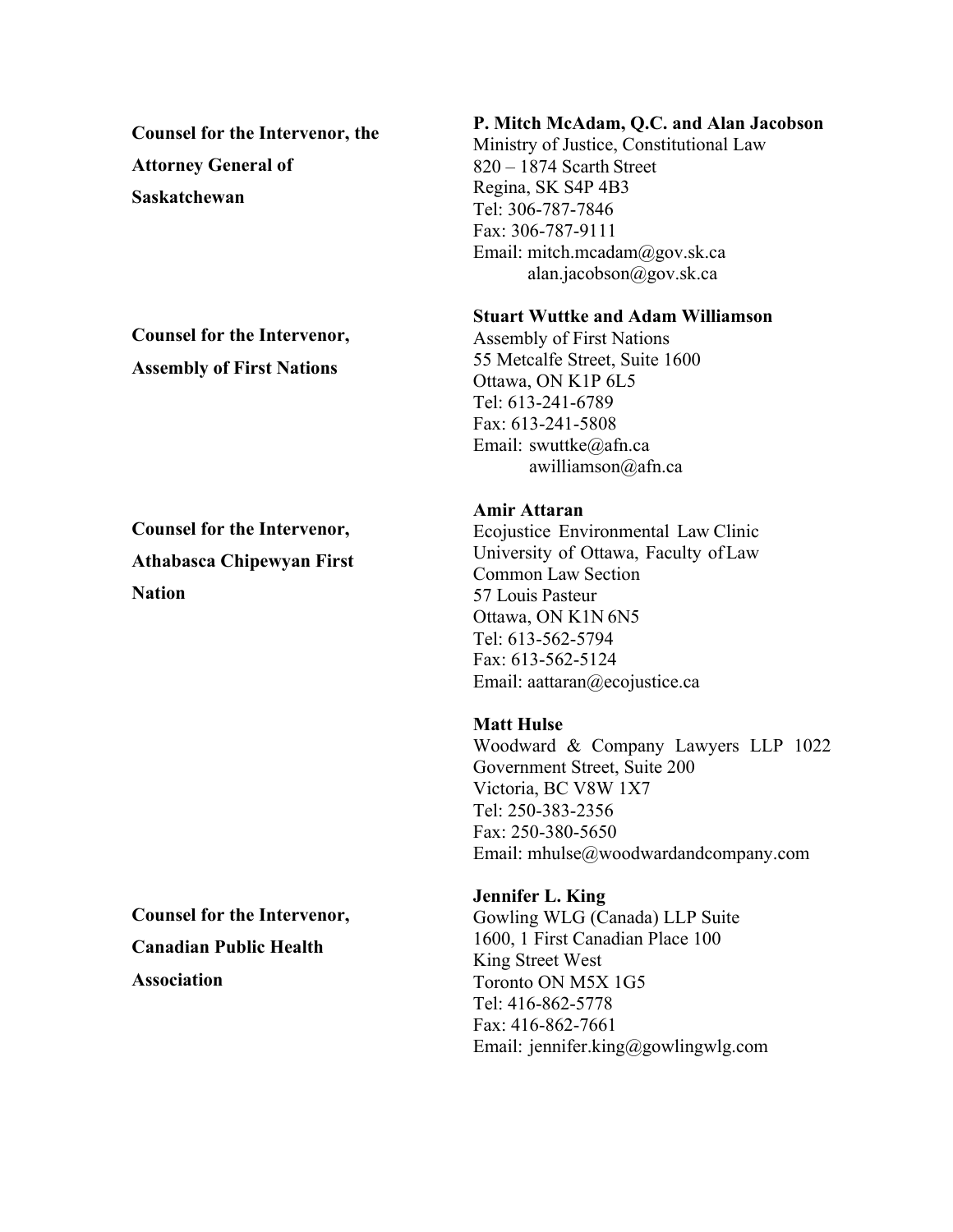**Counsel for the Intervenor, the Attorney General of Saskatchewan**

**P. Mitch McAdam, Q.C. and Alan Jacobson**
Ministry of Justice, Constitutional Law
820 – 1874 Scarth Street
Regina, SK S4P 4B3
Tel: 306-787-7846
Fax: 306-787-9111
Email: mitch.mcadam@gov.sk.ca
alan.jacobson@gov.sk.ca

**Counsel for the Intervenor, Assembly of First Nations**

**Stuart Wuttke and Adam Williamson**
Assembly of First Nations
55 Metcalfe Street, Suite 1600
Ottawa, ON K1P 6L5
Tel: 613-241-6789
Fax: 613-241-5808
Email: swuttke@afn.ca
awilliamson@afn.ca

**Counsel for the Intervenor, Athabasca Chipewyan First Nation**

**Amir Attaran**
Ecojustice Environmental Law Clinic
University of Ottawa, Faculty of Law
Common Law Section
57 Louis Pasteur
Ottawa, ON K1N 6N5
Tel: 613-562-5794
Fax: 613-562-5124
Email: aattaran@ecojustice.ca

**Matt Hulse**
Woodward & Company Lawyers LLP 1022
Government Street, Suite 200
Victoria, BC V8W 1X7
Tel: 250-383-2356
Fax: 250-380-5650
Email: mhulse@woodwardandcompany.com

**Counsel for the Intervenor, Canadian Public Health Association**

**Jennifer L. King**
Gowling WLG (Canada) LLP Suite
1600, 1 First Canadian Place 100
King Street West
Toronto ON M5X 1G5
Tel: 416-862-5778
Fax: 416-862-7661
Email: jennifer.king@gowlingwlg.com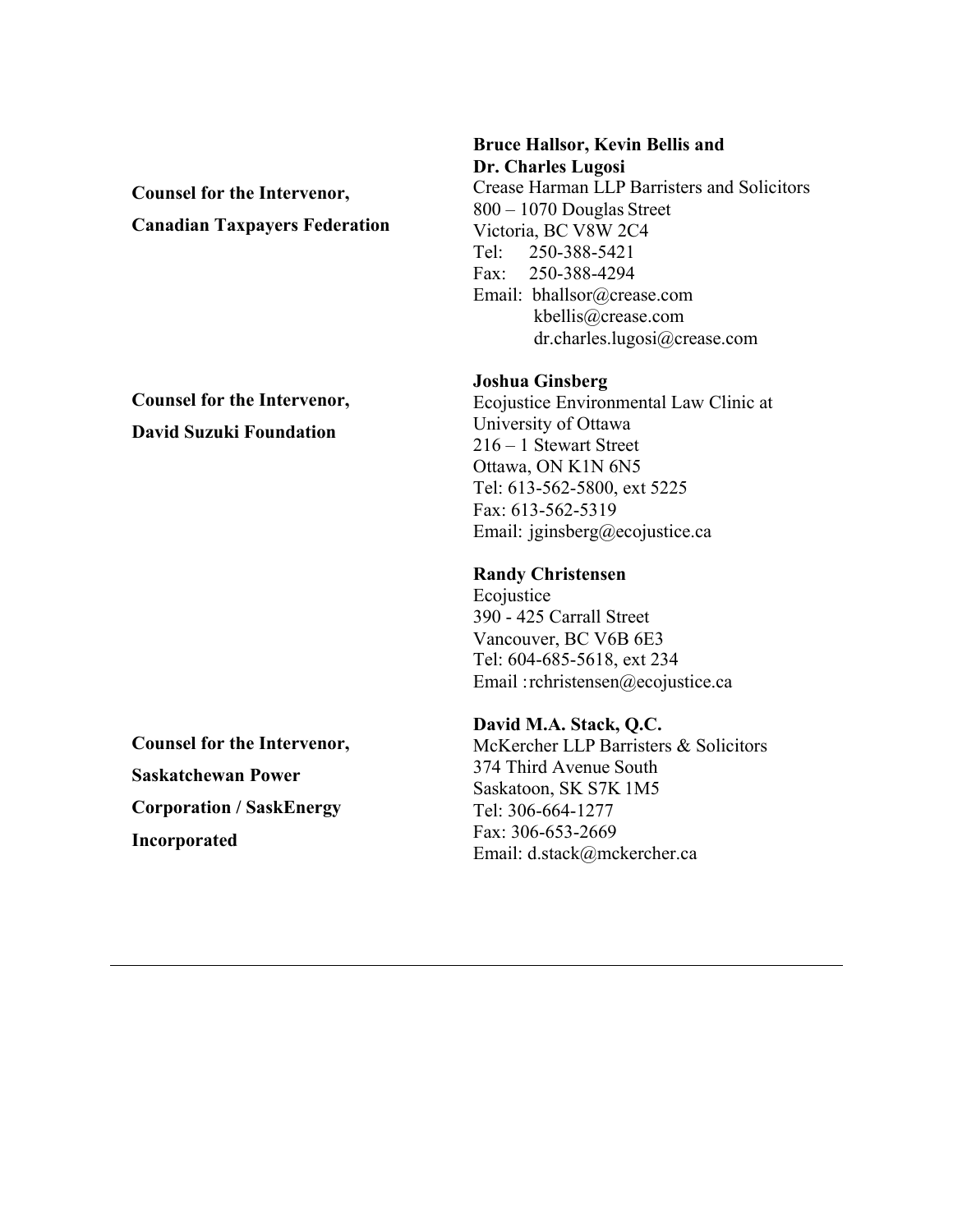**Counsel for the Intervenor,**

**Canadian Taxpayers Federation**

**Bruce Hallsor, Kevin Bellis and Dr. Charles Lugosi**
Crease Harman LLP Barristers and Solicitors
800 – 1070 Douglas Street
Victoria, BC V8W 2C4
Tel: 250-388-5421
Fax: 250-388-4294
Email: bhallsor@crease.com
kbellis@crease.com
dr.charles.lugosi@crease.com

**Counsel for the Intervenor,**

**David Suzuki Foundation**

**Joshua Ginsberg**
Ecojustice Environmental Law Clinic at University of Ottawa
216 – 1 Stewart Street
Ottawa, ON K1N 6N5
Tel: 613-562-5800, ext 5225
Fax: 613-562-5319
Email: jginsberg@ecojustice.ca

**Randy Christensen**
Ecojustice
390 - 425 Carrall Street
Vancouver, BC V6B 6E3
Tel: 604-685-5618, ext 234
Email :rchristensen@ecojustice.ca

**Counsel for the Intervenor,**

**Saskatchewan Power Corporation / SaskEnergy Incorporated**

**David M.A. Stack, Q.C.**
McKercher LLP Barristers & Solicitors
374 Third Avenue South
Saskatoon, SK S7K 1M5
Tel: 306-664-1277
Fax: 306-653-2669
Email: d.stack@mckercher.ca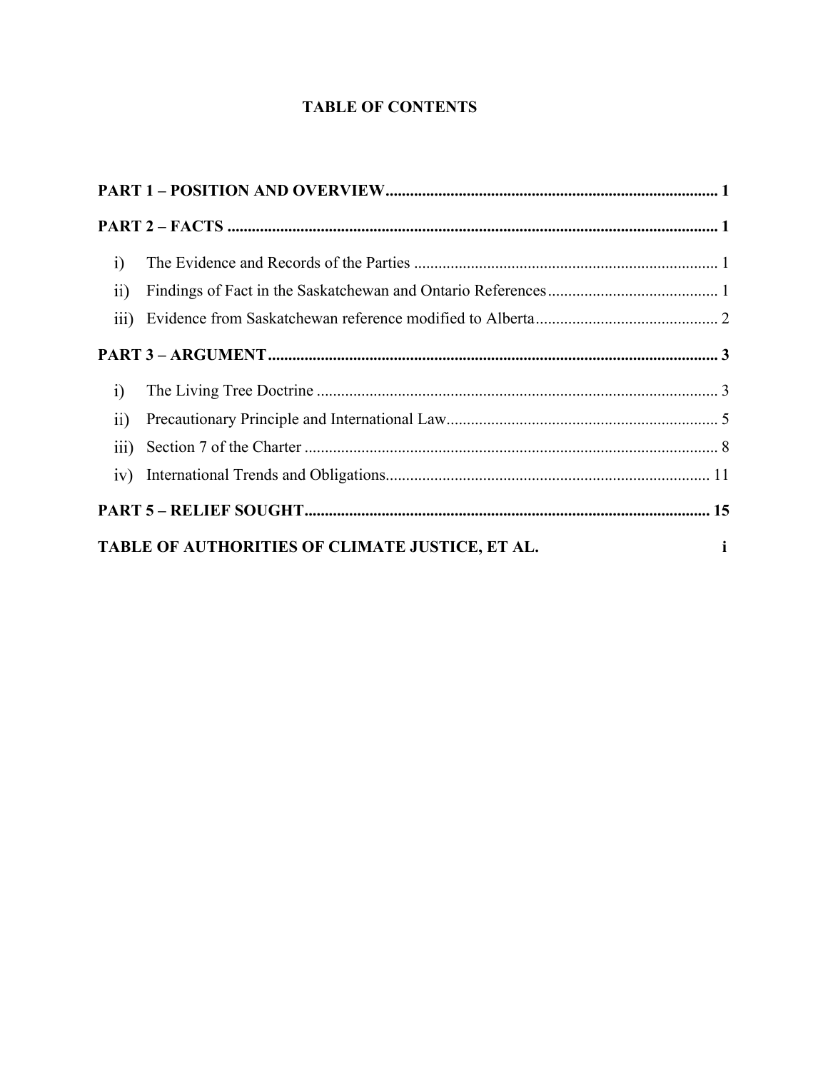# TABLE OF CONTENTS

**PART 1 – POSITION AND OVERVIEW** .......... **1**

**PART 2 – FACTS** .......... **1**

- i) The Evidence and Records of the Parties .......... 1
- ii) Findings of Fact in the Saskatchewan and Ontario References .......... 1
- iii) Evidence from Saskatchewan reference modified to Alberta .......... 2

**PART 3 – ARGUMENT** .......... **3**

- i) The Living Tree Doctrine .......... 3
- ii) Precautionary Principle and International Law .......... 5
- iii) Section 7 of the Charter .......... 8
- iv) International Trends and Obligations .......... 11

**PART 5 – RELIEF SOUGHT** .......... **15**

**TABLE OF AUTHORITIES OF CLIMATE JUSTICE, ET AL.** **i**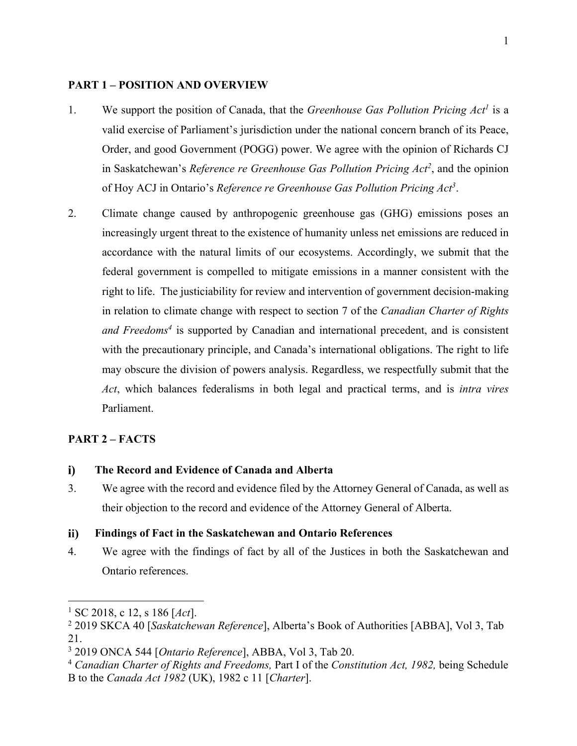**PART 1 – POSITION AND OVERVIEW**

1. We support the position of Canada, that the *Greenhouse Gas Pollution Pricing Act*[1] is a valid exercise of Parliament's jurisdiction under the national concern branch of its Peace, Order, and good Government (POGG) power. We agree with the opinion of Richards CJ in Saskatchewan's *Reference re Greenhouse Gas Pollution Pricing Act*[2], and the opinion of Hoy ACJ in Ontario's *Reference re Greenhouse Gas Pollution Pricing Act*[3].

2. Climate change caused by anthropogenic greenhouse gas (GHG) emissions poses an increasingly urgent threat to the existence of humanity unless net emissions are reduced in accordance with the natural limits of our ecosystems. Accordingly, we submit that the federal government is compelled to mitigate emissions in a manner consistent with the right to life. The justiciability for review and intervention of government decision-making in relation to climate change with respect to section 7 of the *Canadian Charter of Rights and Freedoms*[4] is supported by Canadian and international precedent, and is consistent with the precautionary principle, and Canada's international obligations. The right to life may obscure the division of powers analysis. Regardless, we respectfully submit that the *Act*, which balances federalisms in both legal and practical terms, and is *intra vires* Parliament.

**PART 2 – FACTS**

**i) The Record and Evidence of Canada and Alberta**

3. We agree with the record and evidence filed by the Attorney General of Canada, as well as their objection to the record and evidence of the Attorney General of Alberta.

**ii) Findings of Fact in the Saskatchewan and Ontario References**

4. We agree with the findings of fact by all of the Justices in both the Saskatchewan and Ontario references.

---

[1] SC 2018, c 12, s 186 [*Act*].

[2] 2019 SKCA 40 [*Saskatchewan Reference*], Alberta's Book of Authorities [ABBA], Vol 3, Tab 21.

[3] 2019 ONCA 544 [*Ontario Reference*], ABBA, Vol 3, Tab 20.

[4] *Canadian Charter of Rights and Freedoms,* Part I of the *Constitution Act, 1982,* being Schedule B to the *Canada Act 1982* (UK), 1982 c 11 [*Charter*].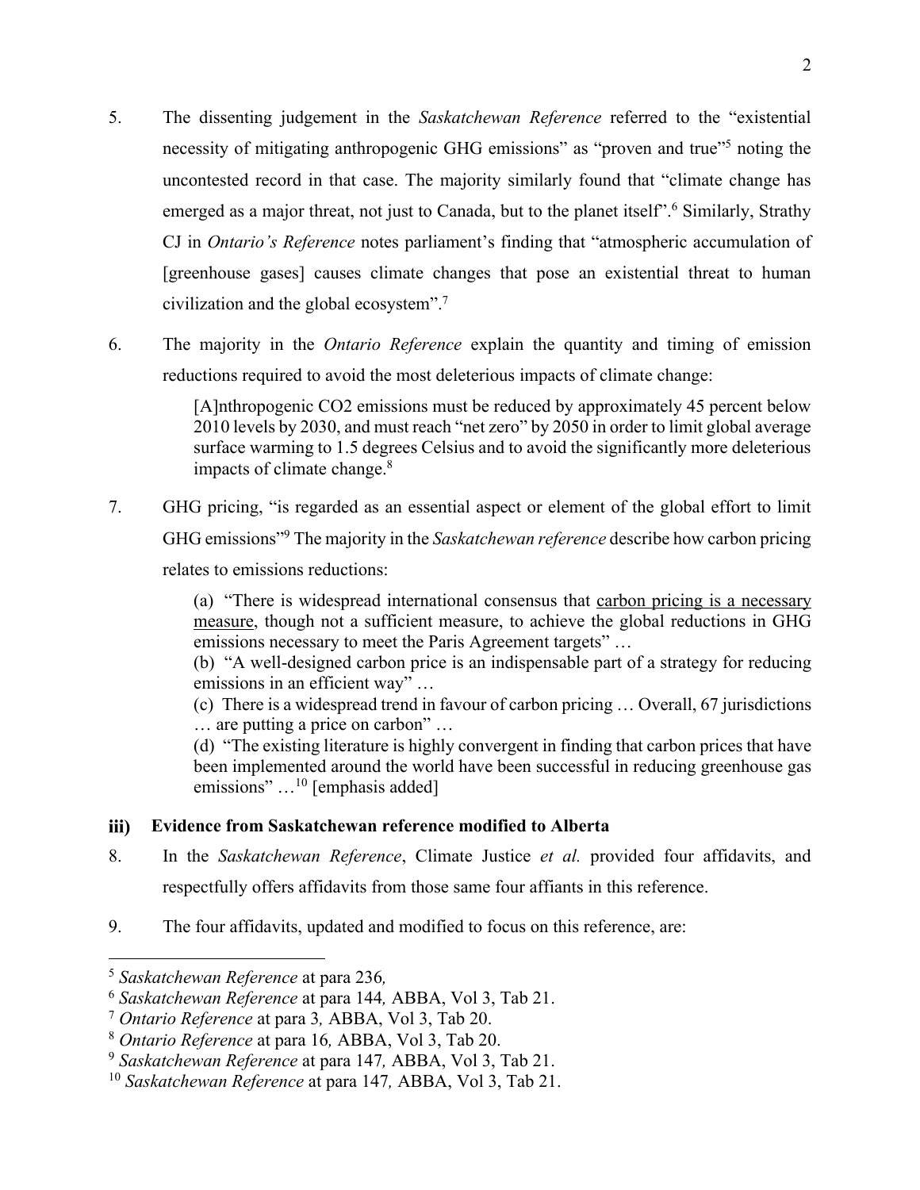5. The dissenting judgement in the *Saskatchewan Reference* referred to the "existential necessity of mitigating anthropogenic GHG emissions" as "proven and true"[5] noting the uncontested record in that case. The majority similarly found that "climate change has emerged as a major threat, not just to Canada, but to the planet itself".[6] Similarly, Strathy CJ in *Ontario's Reference* notes parliament's finding that "atmospheric accumulation of [greenhouse gases] causes climate changes that pose an existential threat to human civilization and the global ecosystem".[7]

6. The majority in the *Ontario Reference* explain the quantity and timing of emission reductions required to avoid the most deleterious impacts of climate change:

> [A]nthropogenic CO2 emissions must be reduced by approximately 45 percent below 2010 levels by 2030, and must reach "net zero" by 2050 in order to limit global average surface warming to 1.5 degrees Celsius and to avoid the significantly more deleterious impacts of climate change.[8]

7. GHG pricing, "is regarded as an essential aspect or element of the global effort to limit GHG emissions"[9] The majority in the *Saskatchewan reference* describe how carbon pricing relates to emissions reductions:

> (a) "There is widespread international consensus that <u>carbon pricing is a necessary measure</u>, though not a sufficient measure, to achieve the global reductions in GHG emissions necessary to meet the Paris Agreement targets" …
> (b) "A well-designed carbon price is an indispensable part of a strategy for reducing emissions in an efficient way" …
> (c) There is a widespread trend in favour of carbon pricing … Overall, 67 jurisdictions … are putting a price on carbon" …
> (d) "The existing literature is highly convergent in finding that carbon prices that have been implemented around the world have been successful in reducing greenhouse gas emissions" …[10] [emphasis added]

### iii) Evidence from Saskatchewan reference modified to Alberta

8. In the *Saskatchewan Reference*, Climate Justice *et al.* provided four affidavits, and respectfully offers affidavits from those same four affiants in this reference.

9. The four affidavits, updated and modified to focus on this reference, are:

---

[5] *Saskatchewan Reference* at para 236*,*
[6] *Saskatchewan Reference* at para 144*,* ABBA, Vol 3, Tab 21.
[7] *Ontario Reference* at para 3*,* ABBA, Vol 3, Tab 20.
[8] *Ontario Reference* at para 16*,* ABBA, Vol 3, Tab 20.
[9] *Saskatchewan Reference* at para 147*,* ABBA, Vol 3, Tab 21.
[10] *Saskatchewan Reference* at para 147*,* ABBA, Vol 3, Tab 21.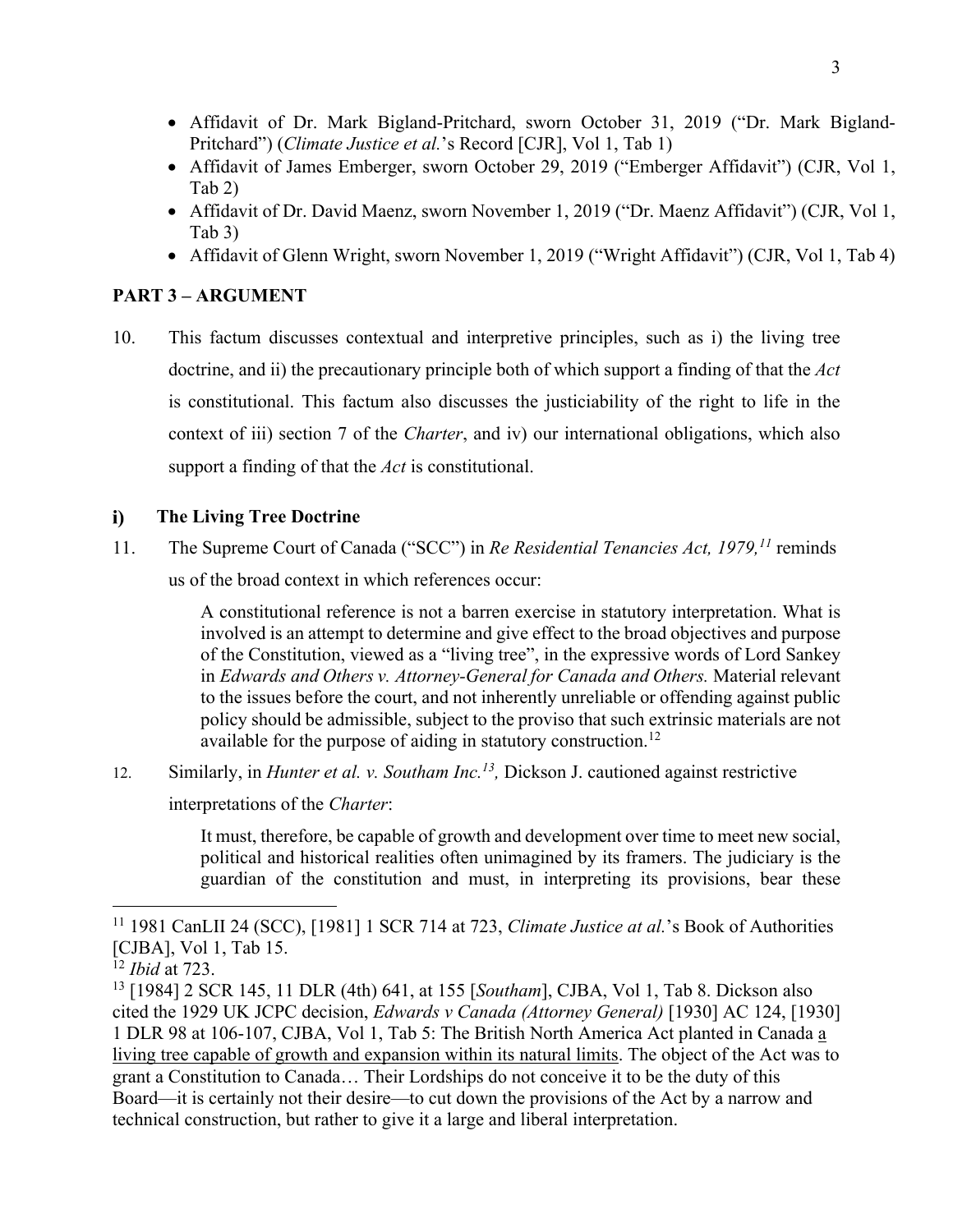- Affidavit of Dr. Mark Bigland-Pritchard, sworn October 31, 2019 ("Dr. Mark Bigland-Pritchard") (*Climate Justice et al.*'s Record [CJR], Vol 1, Tab 1)
- Affidavit of James Emberger, sworn October 29, 2019 ("Emberger Affidavit") (CJR, Vol 1, Tab 2)
- Affidavit of Dr. David Maenz, sworn November 1, 2019 ("Dr. Maenz Affidavit") (CJR, Vol 1, Tab 3)
- Affidavit of Glenn Wright, sworn November 1, 2019 ("Wright Affidavit") (CJR, Vol 1, Tab 4)

## PART 3 – ARGUMENT

10. This factum discusses contextual and interpretive principles, such as i) the living tree doctrine, and ii) the precautionary principle both of which support a finding of that the *Act* is constitutional. This factum also discusses the justiciability of the right to life in the context of iii) section 7 of the *Charter*, and iv) our international obligations, which also support a finding of that the *Act* is constitutional.

### i) The Living Tree Doctrine

11. The Supreme Court of Canada ("SCC") in *Re Residential Tenancies Act, 1979,*[11] reminds us of the broad context in which references occur:

> A constitutional reference is not a barren exercise in statutory interpretation. What is involved is an attempt to determine and give effect to the broad objectives and purpose of the Constitution, viewed as a "living tree", in the expressive words of Lord Sankey in *Edwards and Others v. Attorney-General for Canada and Others.* Material relevant to the issues before the court, and not inherently unreliable or offending against public policy should be admissible, subject to the proviso that such extrinsic materials are not available for the purpose of aiding in statutory construction.[12]

12. Similarly, in *Hunter et al. v. Southam Inc.*[13]*,* Dickson J. cautioned against restrictive interpretations of the *Charter*:

> It must, therefore, be capable of growth and development over time to meet new social, political and historical realities often unimagined by its framers. The judiciary is the guardian of the constitution and must, in interpreting its provisions, bear these

---

[11] 1981 CanLII 24 (SCC), [1981] 1 SCR 714 at 723, *Climate Justice at al.*'s Book of Authorities [CJBA], Vol 1, Tab 15.

[12] *Ibid* at 723.

[13] [1984] 2 SCR 145, 11 DLR (4th) 641, at 155 [*Southam*], CJBA, Vol 1, Tab 8. Dickson also cited the 1929 UK JCPC decision, *Edwards v Canada (Attorney General)* [1930] AC 124, [1930] 1 DLR 98 at 106-107, CJBA, Vol 1, Tab 5: The British North America Act planted in Canada <u>a living tree capable of growth and expansion within its natural limits</u>. The object of the Act was to grant a Constitution to Canada… Their Lordships do not conceive it to be the duty of this Board—it is certainly not their desire—to cut down the provisions of the Act by a narrow and technical construction, but rather to give it a large and liberal interpretation.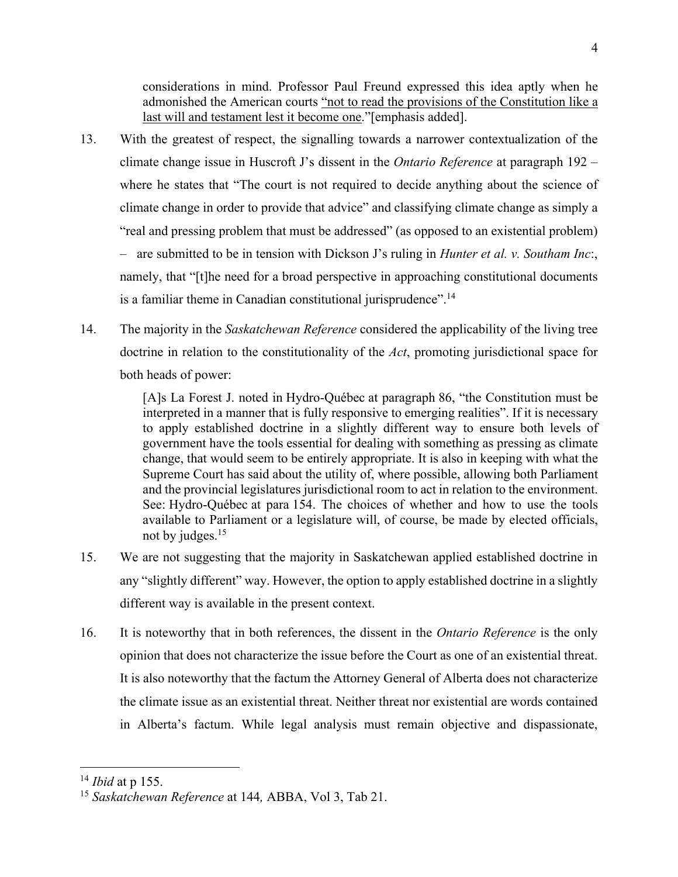considerations in mind. Professor Paul Freund expressed this idea aptly when he admonished the American courts "not to read the provisions of the Constitution like a last will and testament lest it become one."[emphasis added].

13. With the greatest of respect, the signalling towards a narrower contextualization of the climate change issue in Huscroft J's dissent in the *Ontario Reference* at paragraph 192 – where he states that "The court is not required to decide anything about the science of climate change in order to provide that advice" and classifying climate change as simply a "real and pressing problem that must be addressed" (as opposed to an existential problem) – are submitted to be in tension with Dickson J's ruling in *Hunter et al. v. Southam Inc*:, namely, that "[t]he need for a broad perspective in approaching constitutional documents is a familiar theme in Canadian constitutional jurisprudence".[14]

14. The majority in the *Saskatchewan Reference* considered the applicability of the living tree doctrine in relation to the constitutionality of the *Act*, promoting jurisdictional space for both heads of power:

> [A]s La Forest J. noted in Hydro-Québec at paragraph 86, "the Constitution must be interpreted in a manner that is fully responsive to emerging realities". If it is necessary to apply established doctrine in a slightly different way to ensure both levels of government have the tools essential for dealing with something as pressing as climate change, that would seem to be entirely appropriate. It is also in keeping with what the Supreme Court has said about the utility of, where possible, allowing both Parliament and the provincial legislatures jurisdictional room to act in relation to the environment. See: Hydro-Québec at para 154. The choices of whether and how to use the tools available to Parliament or a legislature will, of course, be made by elected officials, not by judges.[15]

15. We are not suggesting that the majority in Saskatchewan applied established doctrine in any "slightly different" way. However, the option to apply established doctrine in a slightly different way is available in the present context.

16. It is noteworthy that in both references, the dissent in the *Ontario Reference* is the only opinion that does not characterize the issue before the Court as one of an existential threat. It is also noteworthy that the factum the Attorney General of Alberta does not characterize the climate issue as an existential threat. Neither threat nor existential are words contained in Alberta's factum. While legal analysis must remain objective and dispassionate,

---

[14] *Ibid* at p 155.

[15] *Saskatchewan Reference* at 144*,* ABBA, Vol 3, Tab 21.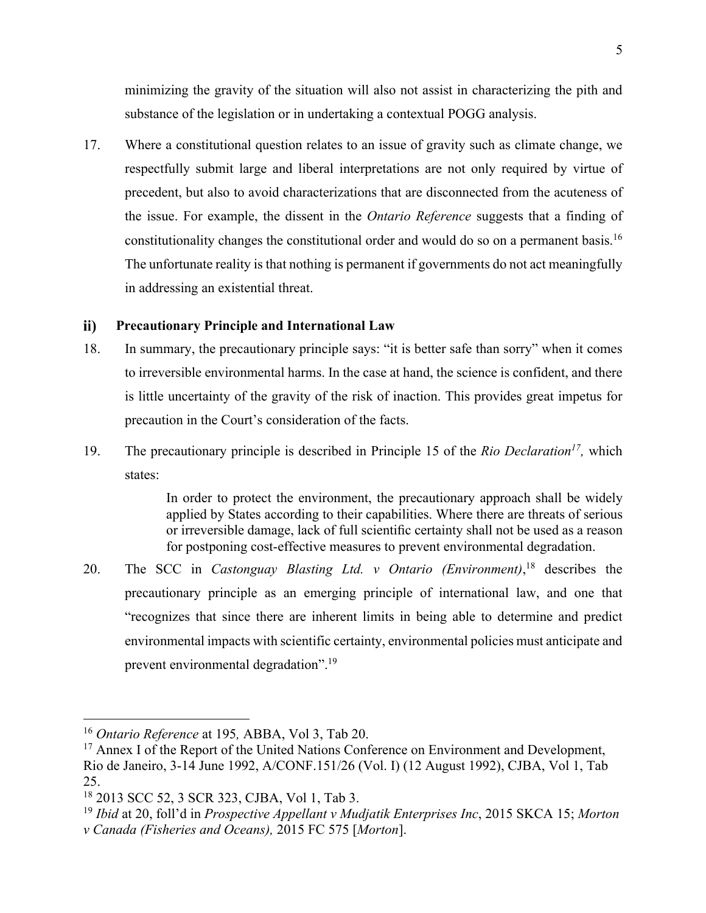minimizing the gravity of the situation will also not assist in characterizing the pith and substance of the legislation or in undertaking a contextual POGG analysis.

17. Where a constitutional question relates to an issue of gravity such as climate change, we respectfully submit large and liberal interpretations are not only required by virtue of precedent, but also to avoid characterizations that are disconnected from the acuteness of the issue. For example, the dissent in the *Ontario Reference* suggests that a finding of constitutionality changes the constitutional order and would do so on a permanent basis.[16] The unfortunate reality is that nothing is permanent if governments do not act meaningfully in addressing an existential threat.

### ii) Precautionary Principle and International Law

18. In summary, the precautionary principle says: "it is better safe than sorry" when it comes to irreversible environmental harms. In the case at hand, the science is confident, and there is little uncertainty of the gravity of the risk of inaction. This provides great impetus for precaution in the Court's consideration of the facts.

19. The precautionary principle is described in Principle 15 of the *Rio Declaration*[17], which states:

> In order to protect the environment, the precautionary approach shall be widely applied by States according to their capabilities. Where there are threats of serious or irreversible damage, lack of full scientific certainty shall not be used as a reason for postponing cost-effective measures to prevent environmental degradation.

20. The SCC in *Castonguay Blasting Ltd. v Ontario (Environment)*,[18] describes the precautionary principle as an emerging principle of international law, and one that "recognizes that since there are inherent limits in being able to determine and predict environmental impacts with scientific certainty, environmental policies must anticipate and prevent environmental degradation".[19]

---

[16] *Ontario Reference* at 195, ABBA, Vol 3, Tab 20.

[17] Annex I of the Report of the United Nations Conference on Environment and Development, Rio de Janeiro, 3-14 June 1992, A/CONF.151/26 (Vol. I) (12 August 1992), CJBA, Vol 1, Tab 25.

[18] 2013 SCC 52, 3 SCR 323, CJBA, Vol 1, Tab 3.

[19] *Ibid* at 20, foll'd in *Prospective Appellant v Mudjatik Enterprises Inc*, 2015 SKCA 15; *Morton v Canada (Fisheries and Oceans),* 2015 FC 575 [*Morton*].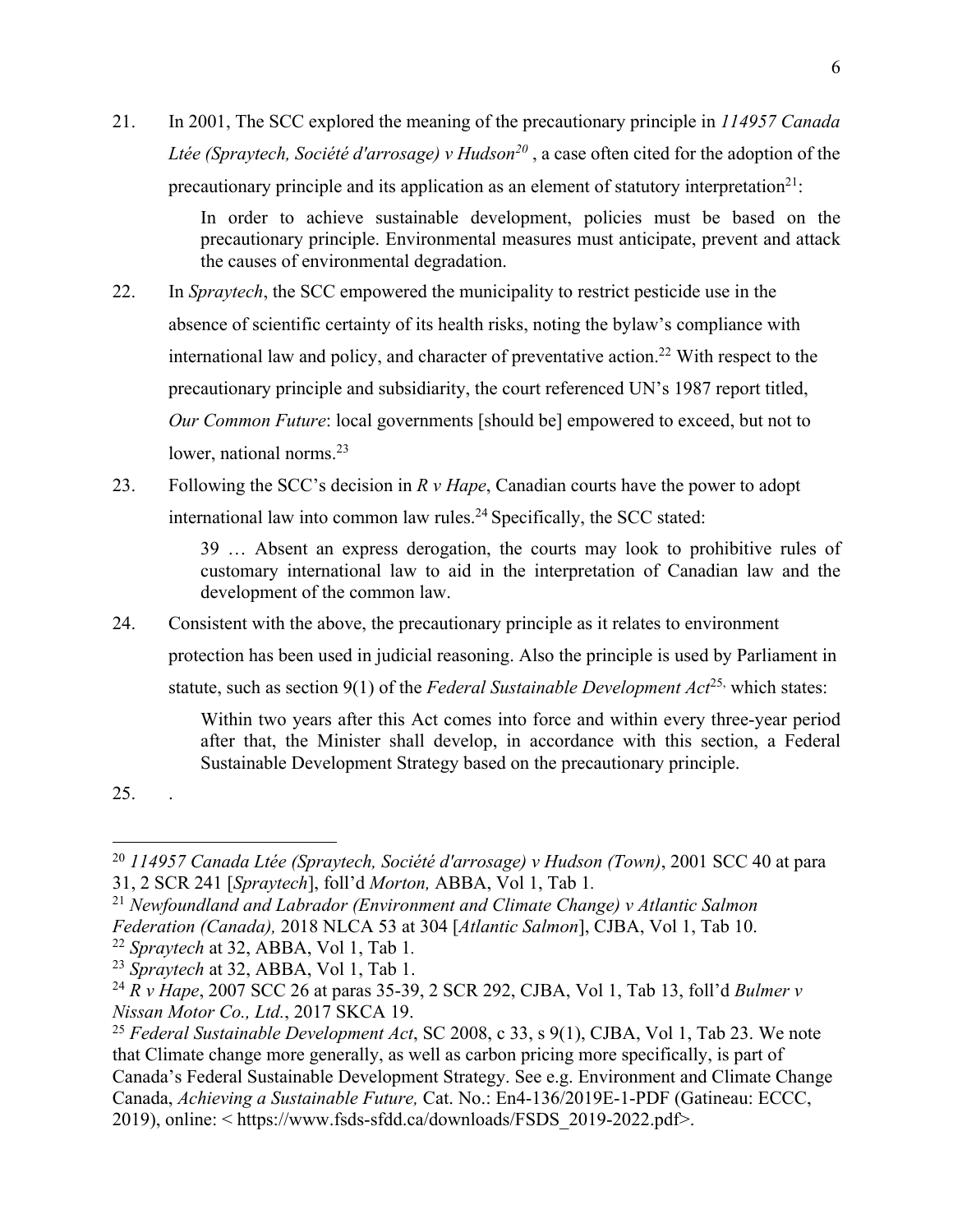21. In 2001, The SCC explored the meaning of the precautionary principle in *114957 Canada Ltée (Spraytech, Société d'arrosage) v Hudson*[20] , a case often cited for the adoption of the precautionary principle and its application as an element of statutory interpretation[21]:

> In order to achieve sustainable development, policies must be based on the precautionary principle. Environmental measures must anticipate, prevent and attack the causes of environmental degradation.

22. In *Spraytech*, the SCC empowered the municipality to restrict pesticide use in the absence of scientific certainty of its health risks, noting the bylaw's compliance with international law and policy, and character of preventative action.[22] With respect to the precautionary principle and subsidiarity, the court referenced UN's 1987 report titled, *Our Common Future*: local governments [should be] empowered to exceed, but not to lower, national norms.[23]

23. Following the SCC's decision in *R v Hape*, Canadian courts have the power to adopt international law into common law rules.[24] Specifically, the SCC stated:

> 39 … Absent an express derogation, the courts may look to prohibitive rules of customary international law to aid in the interpretation of Canadian law and the development of the common law.

24. Consistent with the above, the precautionary principle as it relates to environment protection has been used in judicial reasoning. Also the principle is used by Parliament in statute, such as section 9(1) of the *Federal Sustainable Development Act*[25], which states:

> Within two years after this Act comes into force and within every three-year period after that, the Minister shall develop, in accordance with this section, a Federal Sustainable Development Strategy based on the precautionary principle.

25. .

---

[20] *114957 Canada Ltée (Spraytech, Société d'arrosage) v Hudson (Town)*, 2001 SCC 40 at para 31, 2 SCR 241 [*Spraytech*], foll'd *Morton,* ABBA, Vol 1, Tab 1.

[21] *Newfoundland and Labrador (Environment and Climate Change) v Atlantic Salmon Federation (Canada),* 2018 NLCA 53 at 304 [*Atlantic Salmon*], CJBA, Vol 1, Tab 10.

[22] *Spraytech* at 32, ABBA, Vol 1, Tab 1.

[23] *Spraytech* at 32, ABBA, Vol 1, Tab 1.

[24] *R v Hape*, 2007 SCC 26 at paras 35-39, 2 SCR 292, CJBA, Vol 1, Tab 13, foll'd *Bulmer v Nissan Motor Co., Ltd.*, 2017 SKCA 19.

[25] *Federal Sustainable Development Act*, SC 2008, c 33, s 9(1), CJBA, Vol 1, Tab 23. We note that Climate change more generally, as well as carbon pricing more specifically, is part of Canada's Federal Sustainable Development Strategy. See e.g. Environment and Climate Change Canada, *Achieving a Sustainable Future,* Cat. No.: En4-136/2019E-1-PDF (Gatineau: ECCC, 2019), online: < https://www.fsds-sfdd.ca/downloads/FSDS_2019-2022.pdf>.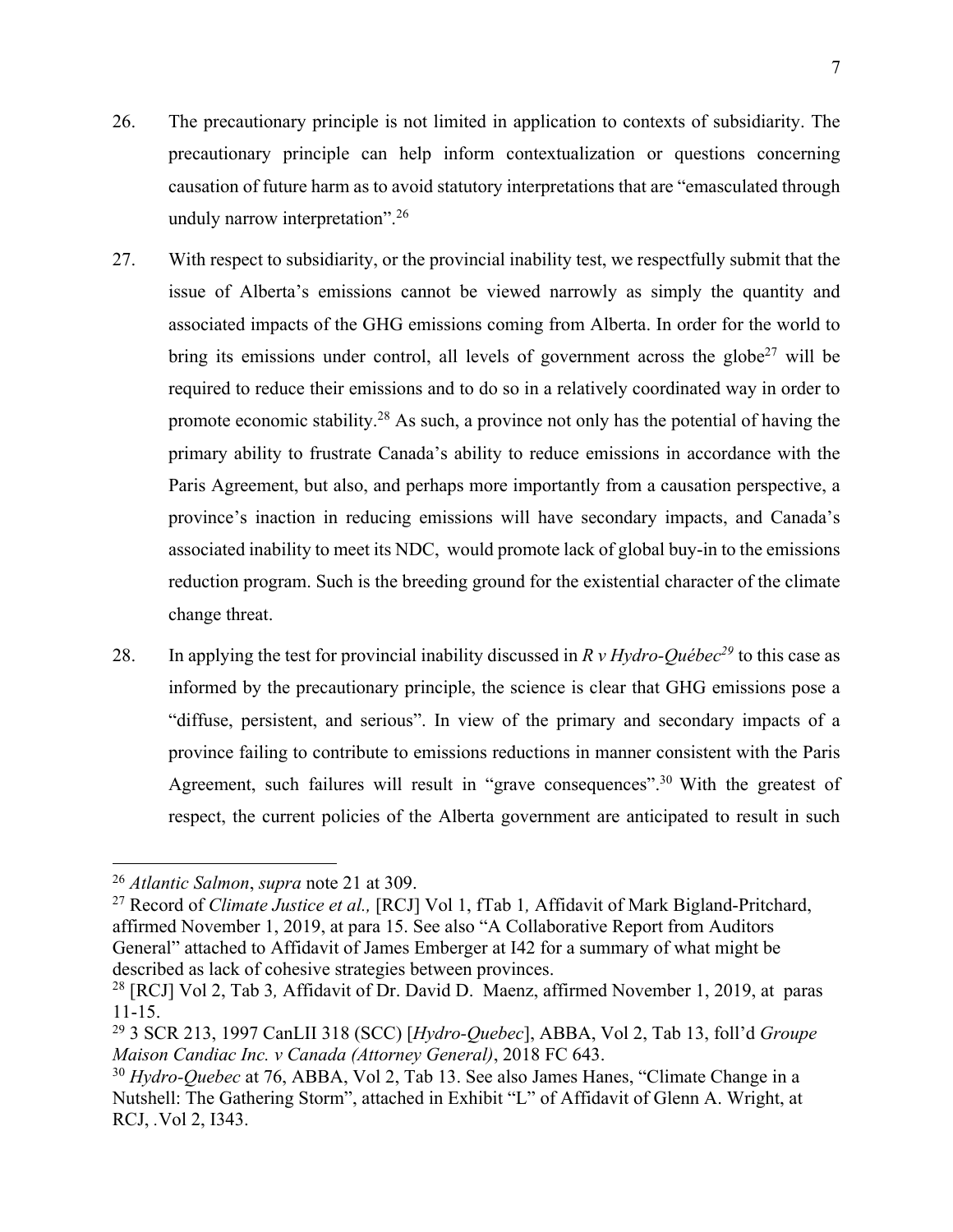26. The precautionary principle is not limited in application to contexts of subsidiarity. The precautionary principle can help inform contextualization or questions concerning causation of future harm as to avoid statutory interpretations that are "emasculated through unduly narrow interpretation".[26]

27. With respect to subsidiarity, or the provincial inability test, we respectfully submit that the issue of Alberta's emissions cannot be viewed narrowly as simply the quantity and associated impacts of the GHG emissions coming from Alberta. In order for the world to bring its emissions under control, all levels of government across the globe[27] will be required to reduce their emissions and to do so in a relatively coordinated way in order to promote economic stability.[28] As such, a province not only has the potential of having the primary ability to frustrate Canada's ability to reduce emissions in accordance with the Paris Agreement, but also, and perhaps more importantly from a causation perspective, a province's inaction in reducing emissions will have secondary impacts, and Canada's associated inability to meet its NDC, would promote lack of global buy-in to the emissions reduction program. Such is the breeding ground for the existential character of the climate change threat.

28. In applying the test for provincial inability discussed in *R v Hydro-Québec*[29] to this case as informed by the precautionary principle, the science is clear that GHG emissions pose a "diffuse, persistent, and serious". In view of the primary and secondary impacts of a province failing to contribute to emissions reductions in manner consistent with the Paris Agreement, such failures will result in "grave consequences".[30] With the greatest of respect, the current policies of the Alberta government are anticipated to result in such

---

[26] *Atlantic Salmon*, *supra* note 21 at 309.

[27] Record of *Climate Justice et al.,* [RCJ] Vol 1, fTab 1*,* Affidavit of Mark Bigland-Pritchard, affirmed November 1, 2019, at para 15. See also "A Collaborative Report from Auditors General" attached to Affidavit of James Emberger at I42 for a summary of what might be described as lack of cohesive strategies between provinces.

[28] [RCJ] Vol 2, Tab 3*,* Affidavit of Dr. David D. Maenz, affirmed November 1, 2019, at paras 11-15.

[29] 3 SCR 213, 1997 CanLII 318 (SCC) [*Hydro-Quebec*], ABBA, Vol 2, Tab 13, foll'd *Groupe Maison Candiac Inc. v Canada (Attorney General)*, 2018 FC 643.

[30] *Hydro-Quebec* at 76, ABBA, Vol 2, Tab 13. See also James Hanes, "Climate Change in a Nutshell: The Gathering Storm", attached in Exhibit "L" of Affidavit of Glenn A. Wright, at RCJ, .Vol 2, I343.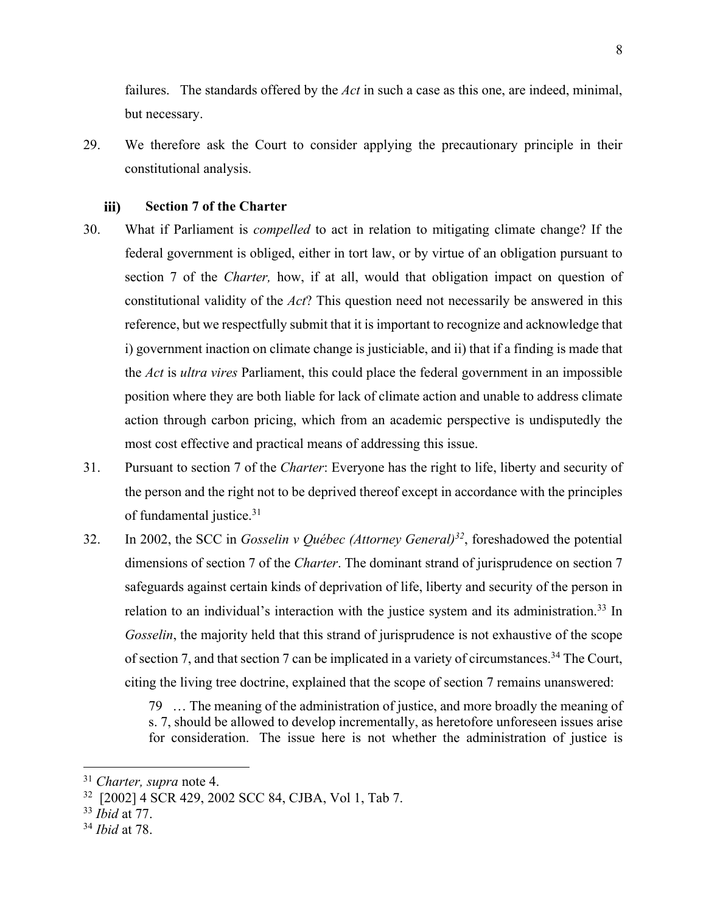failures. The standards offered by the *Act* in such a case as this one, are indeed, minimal, but necessary.

29. We therefore ask the Court to consider applying the precautionary principle in their constitutional analysis.

### iii) Section 7 of the Charter

30. What if Parliament is *compelled* to act in relation to mitigating climate change? If the federal government is obliged, either in tort law, or by virtue of an obligation pursuant to section 7 of the *Charter,* how, if at all, would that obligation impact on question of constitutional validity of the *Act*? This question need not necessarily be answered in this reference, but we respectfully submit that it is important to recognize and acknowledge that i) government inaction on climate change is justiciable, and ii) that if a finding is made that the *Act* is *ultra vires* Parliament, this could place the federal government in an impossible position where they are both liable for lack of climate action and unable to address climate action through carbon pricing, which from an academic perspective is undisputedly the most cost effective and practical means of addressing this issue.

31. Pursuant to section 7 of the *Charter*: Everyone has the right to life, liberty and security of the person and the right not to be deprived thereof except in accordance with the principles of fundamental justice.[31]

32. In 2002, the SCC in *Gosselin v Québec (Attorney General)*[32], foreshadowed the potential dimensions of section 7 of the *Charter*. The dominant strand of jurisprudence on section 7 safeguards against certain kinds of deprivation of life, liberty and security of the person in relation to an individual's interaction with the justice system and its administration.[33] In *Gosselin*, the majority held that this strand of jurisprudence is not exhaustive of the scope of section 7, and that section 7 can be implicated in a variety of circumstances.[34] The Court, citing the living tree doctrine, explained that the scope of section 7 remains unanswered:

> 79 … The meaning of the administration of justice, and more broadly the meaning of s. 7, should be allowed to develop incrementally, as heretofore unforeseen issues arise for consideration. The issue here is not whether the administration of justice is

---

[31] *Charter, supra* note 4.

[32] [2002] 4 SCR 429, 2002 SCC 84, CJBA, Vol 1, Tab 7.

[33] *Ibid* at 77.

[34] *Ibid* at 78.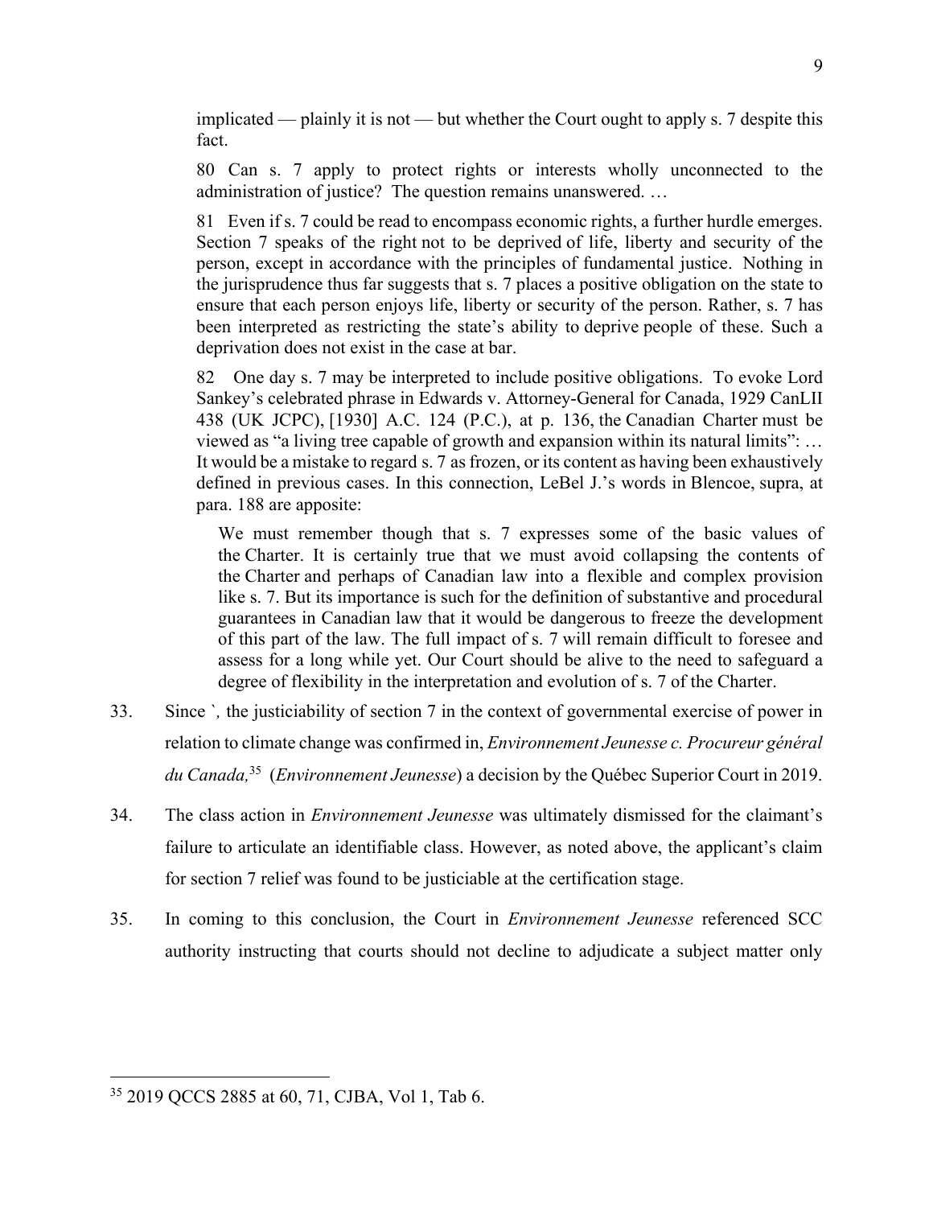implicated — plainly it is not — but whether the Court ought to apply s. 7 despite this fact.

80 Can s. 7 apply to protect rights or interests wholly unconnected to the administration of justice? The question remains unanswered. …

81 Even if s. 7 could be read to encompass economic rights, a further hurdle emerges. Section 7 speaks of the right not to be deprived of life, liberty and security of the person, except in accordance with the principles of fundamental justice. Nothing in the jurisprudence thus far suggests that s. 7 places a positive obligation on the state to ensure that each person enjoys life, liberty or security of the person. Rather, s. 7 has been interpreted as restricting the state's ability to deprive people of these. Such a deprivation does not exist in the case at bar.

82 One day s. 7 may be interpreted to include positive obligations. To evoke Lord Sankey's celebrated phrase in Edwards v. Attorney-General for Canada, 1929 CanLII 438 (UK JCPC), [1930] A.C. 124 (P.C.), at p. 136, the Canadian Charter must be viewed as "a living tree capable of growth and expansion within its natural limits": … It would be a mistake to regard s. 7 as frozen, or its content as having been exhaustively defined in previous cases. In this connection, LeBel J.'s words in Blencoe, supra, at para. 188 are apposite:

> We must remember though that s. 7 expresses some of the basic values of the Charter. It is certainly true that we must avoid collapsing the contents of the Charter and perhaps of Canadian law into a flexible and complex provision like s. 7. But its importance is such for the definition of substantive and procedural guarantees in Canadian law that it would be dangerous to freeze the development of this part of the law. The full impact of s. 7 will remain difficult to foresee and assess for a long while yet. Our Court should be alive to the need to safeguard a degree of flexibility in the interpretation and evolution of s. 7 of the Charter.

33. Since `*,* the justiciability of section 7 in the context of governmental exercise of power in relation to climate change was confirmed in, *Environnement Jeunesse c. Procureur général du Canada,*[35] (*Environnement Jeunesse*) a decision by the Québec Superior Court in 2019.

34. The class action in *Environnement Jeunesse* was ultimately dismissed for the claimant's failure to articulate an identifiable class. However, as noted above, the applicant's claim for section 7 relief was found to be justiciable at the certification stage.

35. In coming to this conclusion, the Court in *Environnement Jeunesse* referenced SCC authority instructing that courts should not decline to adjudicate a subject matter only

---

[35] 2019 QCCS 2885 at 60, 71, CJBA, Vol 1, Tab 6.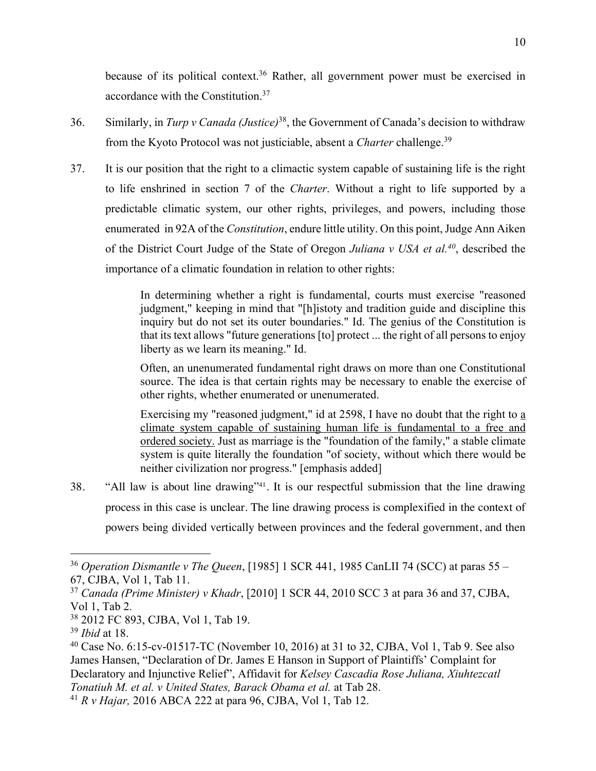because of its political context.[36] Rather, all government power must be exercised in accordance with the Constitution.[37]

36. Similarly, in *Turp v Canada (Justice)*[38], the Government of Canada's decision to withdraw from the Kyoto Protocol was not justiciable, absent a *Charter* challenge.[39]

37. It is our position that the right to a climactic system capable of sustaining life is the right to life enshrined in section 7 of the *Charter*. Without a right to life supported by a predictable climatic system, our other rights, privileges, and powers, including those enumerated in 92A of the *Constitution*, endure little utility. On this point, Judge Ann Aiken of the District Court Judge of the State of Oregon *Juliana v USA et al.*[40], described the importance of a climatic foundation in relation to other rights:

> In determining whether a right is fundamental, courts must exercise "reasoned judgment," keeping in mind that "[h]istoty and tradition guide and discipline this inquiry but do not set its outer boundaries." Id. The genius of the Constitution is that its text allows "future generations [to] protect ... the right of all persons to enjoy liberty as we learn its meaning." Id.
>
> Often, an unenumerated fundamental right draws on more than one Constitutional source. The idea is that certain rights may be necessary to enable the exercise of other rights, whether enumerated or unenumerated.
>
> Exercising my "reasoned judgment," id at 2598, I have no doubt that the right to <u>a climate system capable of sustaining human life is fundamental to a free and ordered society.</u> Just as marriage is the "foundation of the family," a stable climate system is quite literally the foundation "of society, without which there would be neither civilization nor progress." [emphasis added]

38. "All law is about line drawing"[41]. It is our respectful submission that the line drawing process in this case is unclear. The line drawing process is complexified in the context of powers being divided vertically between provinces and the federal government, and then

---

[36] *Operation Dismantle v The Queen*, [1985] 1 SCR 441, 1985 CanLII 74 (SCC) at paras 55 – 67, CJBA, Vol 1, Tab 11.

[37] *Canada (Prime Minister) v Khadr*, [2010] 1 SCR 44, 2010 SCC 3 at para 36 and 37, CJBA, Vol 1, Tab 2.

[38] 2012 FC 893, CJBA, Vol 1, Tab 19.

[39] *Ibid* at 18.

[40] Case No. 6:15-cv-01517-TC (November 10, 2016) at 31 to 32, CJBA, Vol 1, Tab 9. See also James Hansen, "Declaration of Dr. James E Hanson in Support of Plaintiffs' Complaint for Declaratory and Injunctive Relief", Affidavit for *Kelsey Cascadia Rose Juliana, Xiuhtezcatl Tonatiuh M. et al. v United States, Barack Obama et al.* at Tab 28.

[41] *R v Hajar,* 2016 ABCA 222 at para 96, CJBA, Vol 1, Tab 12.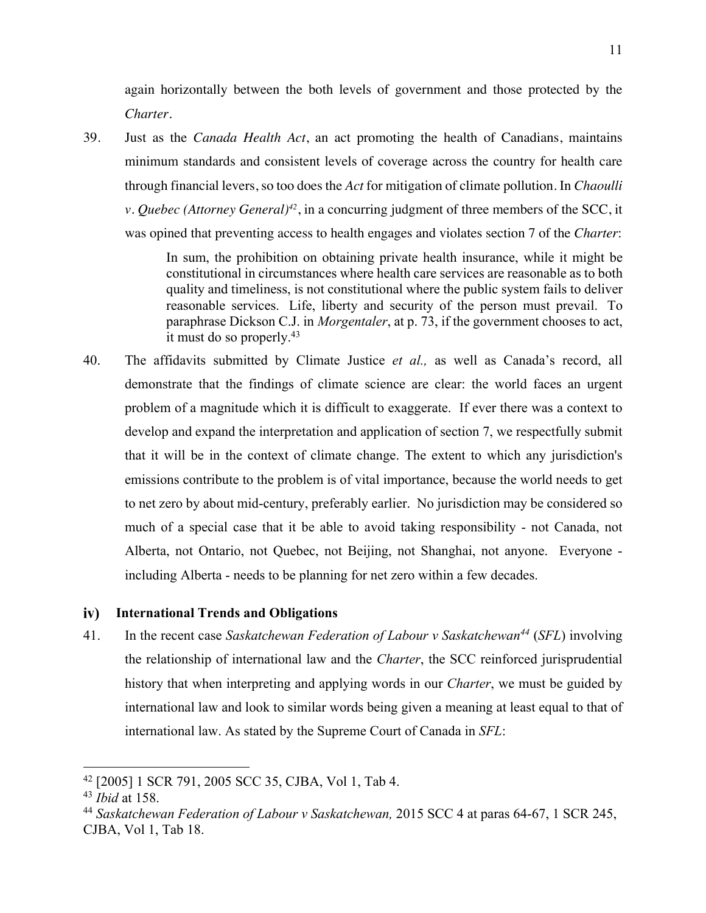again horizontally between the both levels of government and those protected by the *Charter*.

39. Just as the *Canada Health Act*, an act promoting the health of Canadians, maintains minimum standards and consistent levels of coverage across the country for health care through financial levers, so too does the *Act* for mitigation of climate pollution. In *Chaoulli v. Quebec (Attorney General)*[42], in a concurring judgment of three members of the SCC, it was opined that preventing access to health engages and violates section 7 of the *Charter*:

> In sum, the prohibition on obtaining private health insurance, while it might be constitutional in circumstances where health care services are reasonable as to both quality and timeliness, is not constitutional where the public system fails to deliver reasonable services. Life, liberty and security of the person must prevail. To paraphrase Dickson C.J. in *Morgentaler*, at p. 73, if the government chooses to act, it must do so properly.[43]

40. The affidavits submitted by Climate Justice *et al.,* as well as Canada's record, all demonstrate that the findings of climate science are clear: the world faces an urgent problem of a magnitude which it is difficult to exaggerate. If ever there was a context to develop and expand the interpretation and application of section 7, we respectfully submit that it will be in the context of climate change. The extent to which any jurisdiction's emissions contribute to the problem is of vital importance, because the world needs to get to net zero by about mid-century, preferably earlier. No jurisdiction may be considered so much of a special case that it be able to avoid taking responsibility - not Canada, not Alberta, not Ontario, not Quebec, not Beijing, not Shanghai, not anyone. Everyone - including Alberta - needs to be planning for net zero within a few decades.

### iv) International Trends and Obligations

41. In the recent case *Saskatchewan Federation of Labour v Saskatchewan*[44] (*SFL*) involving the relationship of international law and the *Charter*, the SCC reinforced jurisprudential history that when interpreting and applying words in our *Charter*, we must be guided by international law and look to similar words being given a meaning at least equal to that of international law. As stated by the Supreme Court of Canada in *SFL*:

---

[42] [2005] 1 SCR 791, 2005 SCC 35, CJBA, Vol 1, Tab 4.

[43] *Ibid* at 158.

[44] *Saskatchewan Federation of Labour v Saskatchewan,* 2015 SCC 4 at paras 64-67, 1 SCR 245, CJBA, Vol 1, Tab 18.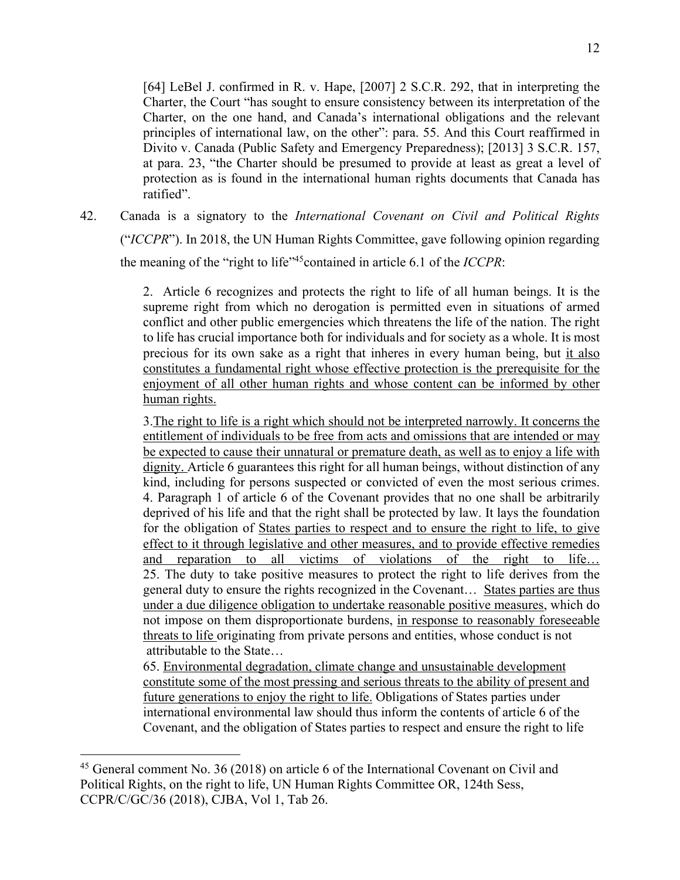> [64] LeBel J. confirmed in R. v. Hape, [2007] 2 S.C.R. 292, that in interpreting the Charter, the Court "has sought to ensure consistency between its interpretation of the Charter, on the one hand, and Canada's international obligations and the relevant principles of international law, on the other": para. 55. And this Court reaffirmed in Divito v. Canada (Public Safety and Emergency Preparedness); [2013] 3 S.C.R. 157, at para. 23, "the Charter should be presumed to provide at least as great a level of protection as is found in the international human rights documents that Canada has ratified".

42. Canada is a signatory to the *International Covenant on Civil and Political Rights* ("*ICCPR*"). In 2018, the UN Human Rights Committee, gave following opinion regarding the meaning of the "right to life"[45] contained in article 6.1 of the *ICCPR*:

> 2. Article 6 recognizes and protects the right to life of all human beings. It is the supreme right from which no derogation is permitted even in situations of armed conflict and other public emergencies which threatens the life of the nation. The right to life has crucial importance both for individuals and for society as a whole. It is most precious for its own sake as a right that inheres in every human being, but <u>it also constitutes a fundamental right whose effective protection is the prerequisite for the enjoyment of all other human rights and whose content can be informed by other human rights.</u>
>
> 3. <u>The right to life is a right which should not be interpreted narrowly. It concerns the entitlement of individuals to be free from acts and omissions that are intended or may be expected to cause their unnatural or premature death, as well as to enjoy a life with dignity.</u> Article 6 guarantees this right for all human beings, without distinction of any kind, including for persons suspected or convicted of even the most serious crimes.
> 4. Paragraph 1 of article 6 of the Covenant provides that no one shall be arbitrarily deprived of his life and that the right shall be protected by law. It lays the foundation for the obligation of <u>States parties to respect and to ensure the right to life, to give effect to it through legislative and other measures, and to provide effective remedies and reparation to all victims of violations of the right to life…</u>
> 25. The duty to take positive measures to protect the right to life derives from the general duty to ensure the rights recognized in the Covenant… <u>States parties are thus under a due diligence obligation to undertake reasonable positive measures</u>, which do not impose on them disproportionate burdens, <u>in response to reasonably foreseeable threats to life</u> originating from private persons and entities, whose conduct is not attributable to the State…
> 65. <u>Environmental degradation, climate change and unsustainable development constitute some of the most pressing and serious threats to the ability of present and future generations to enjoy the right to life.</u> Obligations of States parties under international environmental law should thus inform the contents of article 6 of the Covenant, and the obligation of States parties to respect and ensure the right to life

---

[45] General comment No. 36 (2018) on article 6 of the International Covenant on Civil and Political Rights, on the right to life, UN Human Rights Committee OR, 124th Sess, CCPR/C/GC/36 (2018), CJBA, Vol 1, Tab 26.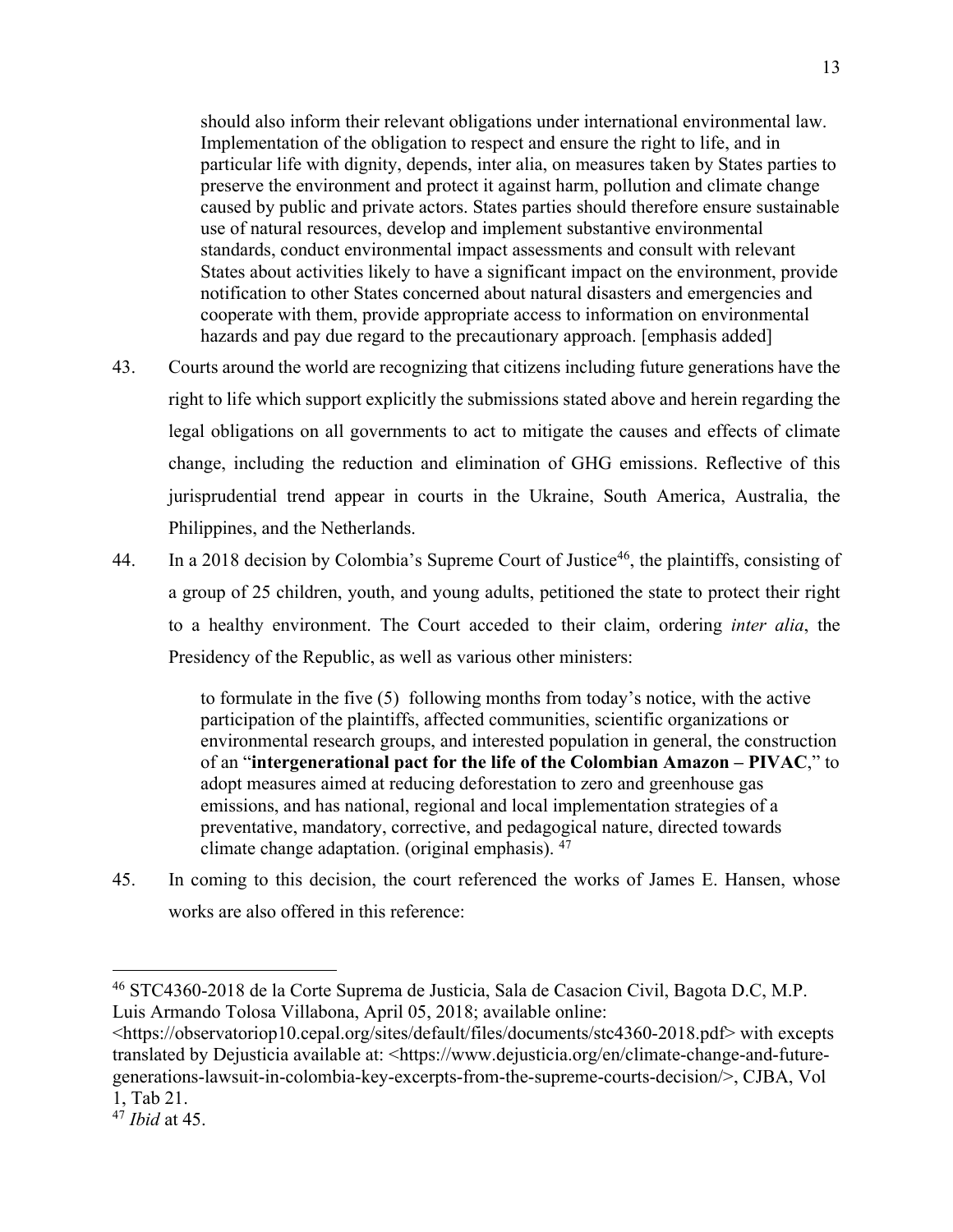> should also inform their relevant obligations under international environmental law. Implementation of the obligation to respect and ensure the right to life, and in particular life with dignity, depends, inter alia, on measures taken by States parties to preserve the environment and protect it against harm, pollution and climate change caused by public and private actors. States parties should therefore ensure sustainable use of natural resources, develop and implement substantive environmental standards, conduct environmental impact assessments and consult with relevant States about activities likely to have a significant impact on the environment, provide notification to other States concerned about natural disasters and emergencies and cooperate with them, provide appropriate access to information on environmental hazards and pay due regard to the precautionary approach. [emphasis added]

43. Courts around the world are recognizing that citizens including future generations have the right to life which support explicitly the submissions stated above and herein regarding the legal obligations on all governments to act to mitigate the causes and effects of climate change, including the reduction and elimination of GHG emissions. Reflective of this jurisprudential trend appear in courts in the Ukraine, South America, Australia, the Philippines, and the Netherlands.

44. In a 2018 decision by Colombia's Supreme Court of Justice[46], the plaintiffs, consisting of a group of 25 children, youth, and young adults, petitioned the state to protect their right to a healthy environment. The Court acceded to their claim, ordering *inter alia*, the Presidency of the Republic, as well as various other ministers:

> to formulate in the five (5) following months from today's notice, with the active participation of the plaintiffs, affected communities, scientific organizations or environmental research groups, and interested population in general, the construction of an "**intergenerational pact for the life of the Colombian Amazon – PIVAC**," to adopt measures aimed at reducing deforestation to zero and greenhouse gas emissions, and has national, regional and local implementation strategies of a preventative, mandatory, corrective, and pedagogical nature, directed towards climate change adaptation. (original emphasis). [47]

45. In coming to this decision, the court referenced the works of James E. Hansen, whose works are also offered in this reference:

---

[46] STC4360-2018 de la Corte Suprema de Justicia, Sala de Casacion Civil, Bagota D.C, M.P. Luis Armando Tolosa Villabona, April 05, 2018; available online: <https://observatoriop10.cepal.org/sites/default/files/documents/stc4360-2018.pdf> with excepts translated by Dejusticia available at: <https://www.dejusticia.org/en/climate-change-and-future-generations-lawsuit-in-colombia-key-excerpts-from-the-supreme-courts-decision/>, CJBA, Vol 1, Tab 21.

[47] *Ibid* at 45.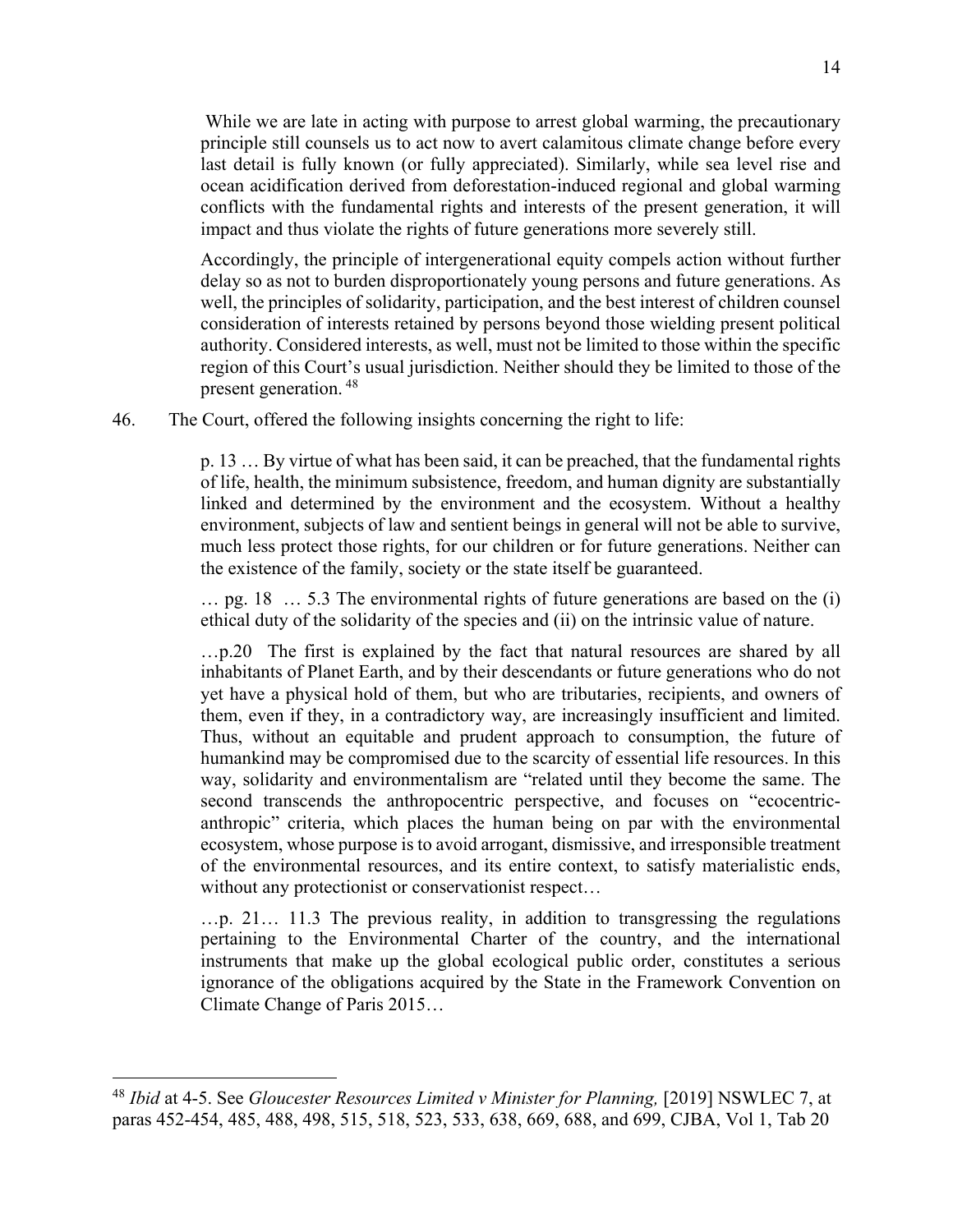> While we are late in acting with purpose to arrest global warming, the precautionary principle still counsels us to act now to avert calamitous climate change before every last detail is fully known (or fully appreciated). Similarly, while sea level rise and ocean acidification derived from deforestation-induced regional and global warming conflicts with the fundamental rights and interests of the present generation, it will impact and thus violate the rights of future generations more severely still.
>
> Accordingly, the principle of intergenerational equity compels action without further delay so as not to burden disproportionately young persons and future generations. As well, the principles of solidarity, participation, and the best interest of children counsel consideration of interests retained by persons beyond those wielding present political authority. Considered interests, as well, must not be limited to those within the specific region of this Court's usual jurisdiction. Neither should they be limited to those of the present generation. [48]

46. The Court, offered the following insights concerning the right to life:

> p. 13 … By virtue of what has been said, it can be preached, that the fundamental rights of life, health, the minimum subsistence, freedom, and human dignity are substantially linked and determined by the environment and the ecosystem. Without a healthy environment, subjects of law and sentient beings in general will not be able to survive, much less protect those rights, for our children or for future generations. Neither can the existence of the family, society or the state itself be guaranteed.
>
> … pg. 18 … 5.3 The environmental rights of future generations are based on the (i) ethical duty of the solidarity of the species and (ii) on the intrinsic value of nature.
>
> …p.20 The first is explained by the fact that natural resources are shared by all inhabitants of Planet Earth, and by their descendants or future generations who do not yet have a physical hold of them, but who are tributaries, recipients, and owners of them, even if they, in a contradictory way, are increasingly insufficient and limited. Thus, without an equitable and prudent approach to consumption, the future of humankind may be compromised due to the scarcity of essential life resources. In this way, solidarity and environmentalism are "related until they become the same. The second transcends the anthropocentric perspective, and focuses on "ecocentric-anthropic" criteria, which places the human being on par with the environmental ecosystem, whose purpose is to avoid arrogant, dismissive, and irresponsible treatment of the environmental resources, and its entire context, to satisfy materialistic ends, without any protectionist or conservationist respect…
>
> …p. 21… 11.3 The previous reality, in addition to transgressing the regulations pertaining to the Environmental Charter of the country, and the international instruments that make up the global ecological public order, constitutes a serious ignorance of the obligations acquired by the State in the Framework Convention on Climate Change of Paris 2015…

---

[48] *Ibid* at 4-5. See *Gloucester Resources Limited v Minister for Planning,* [2019] NSWLEC 7, at paras 452-454, 485, 488, 498, 515, 518, 523, 533, 638, 669, 688, and 699, CJBA, Vol 1, Tab 20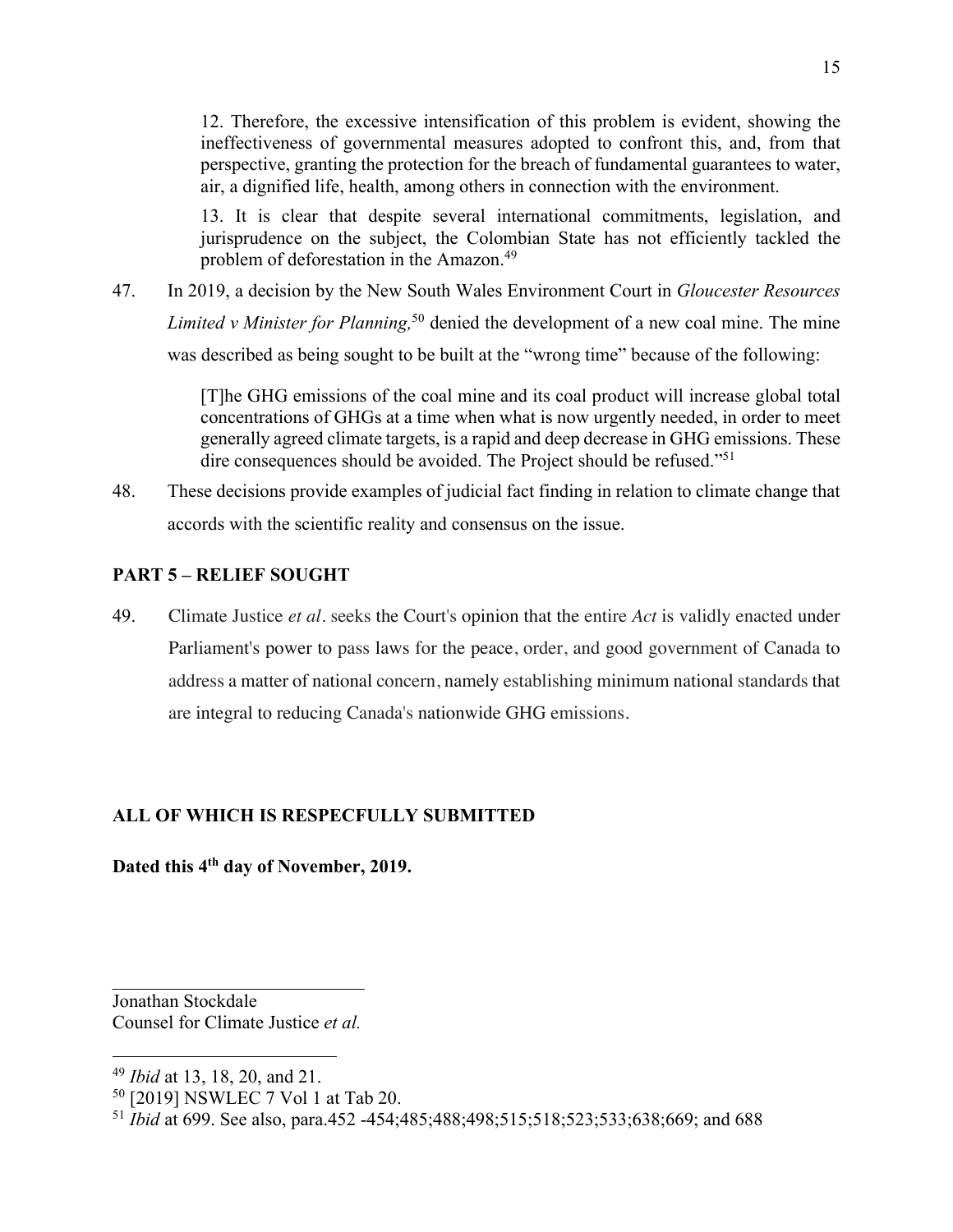> 12. Therefore, the excessive intensification of this problem is evident, showing the ineffectiveness of governmental measures adopted to confront this, and, from that perspective, granting the protection for the breach of fundamental guarantees to water, air, a dignified life, health, among others in connection with the environment.
>
> 13. It is clear that despite several international commitments, legislation, and jurisprudence on the subject, the Colombian State has not efficiently tackled the problem of deforestation in the Amazon.[49]

47. In 2019, a decision by the New South Wales Environment Court in *Gloucester Resources Limited v Minister for Planning,*[50] denied the development of a new coal mine. The mine was described as being sought to be built at the "wrong time" because of the following:

> [T]he GHG emissions of the coal mine and its coal product will increase global total concentrations of GHGs at a time when what is now urgently needed, in order to meet generally agreed climate targets, is a rapid and deep decrease in GHG emissions. These dire consequences should be avoided. The Project should be refused."[51]

48. These decisions provide examples of judicial fact finding in relation to climate change that accords with the scientific reality and consensus on the issue.

## PART 5 – RELIEF SOUGHT

49. Climate Justice *et al*. seeks the Court's opinion that the entire *Act* is validly enacted under Parliament's power to pass laws for the peace, order, and good government of Canada to address a matter of national concern, namely establishing minimum national standards that are integral to reducing Canada's nationwide GHG emissions.

**ALL OF WHICH IS RESPECFULLY SUBMITTED**

**Dated this 4th day of November, 2019.**

\_\_\_\_\_\_\_\_\_\_\_\_\_\_\_\_\_\_\_\_\_\_\_\_\_\_\_\_

Jonathan Stockdale
Counsel for Climate Justice *et al.*

---

[49] *Ibid* at 13, 18, 20, and 21.

[50] [2019] NSWLEC 7 Vol 1 at Tab 20.

[51] *Ibid* at 699. See also, para.452 -454;485;488;498;515;518;523;533;638;669; and 688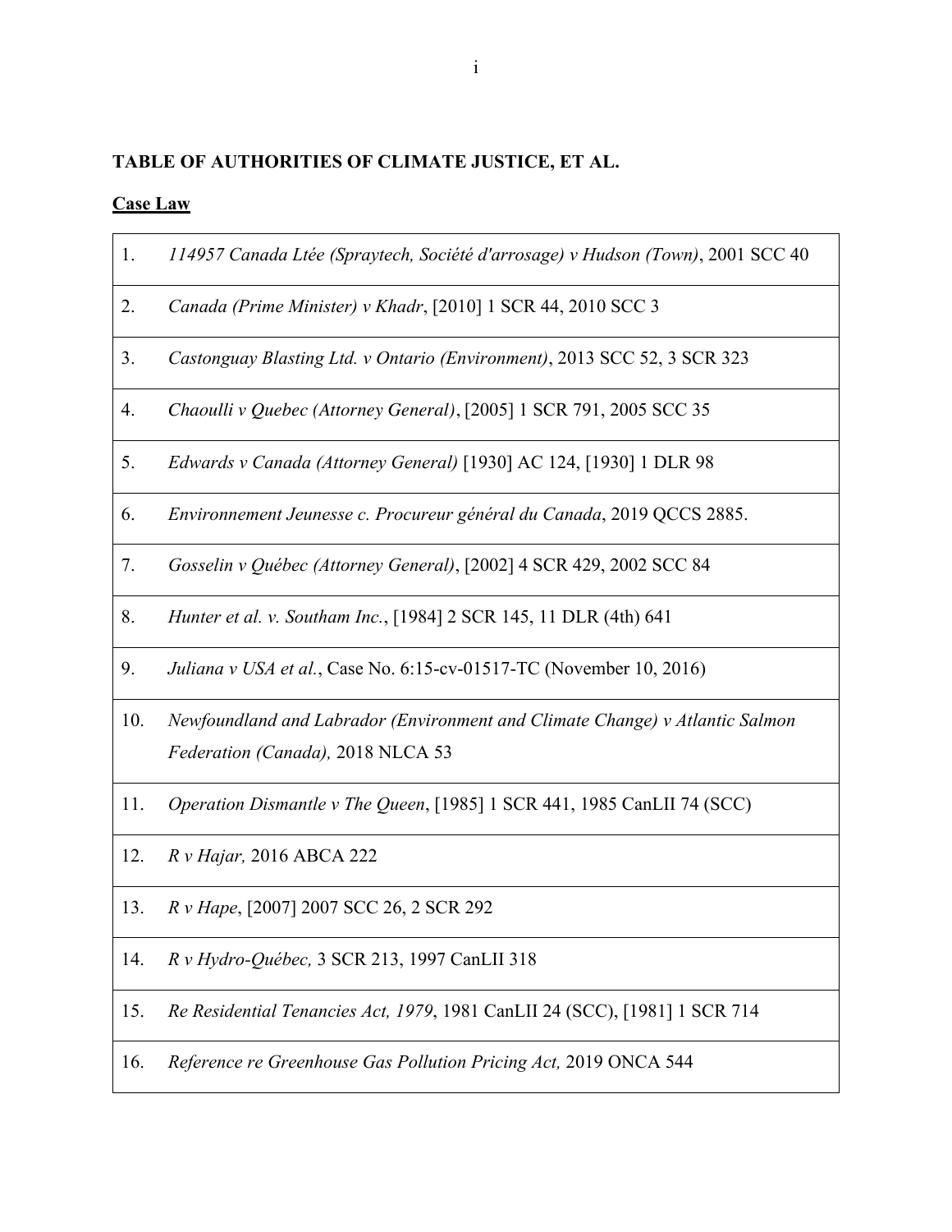**TABLE OF AUTHORITIES OF CLIMATE JUSTICE, ET AL.**

**Case Law**

| | |
|---|---|
| 1. | *114957 Canada Ltée (Spraytech, Société d'arrosage) v Hudson (Town)*, 2001 SCC 40 |
| 2. | *Canada (Prime Minister) v Khadr*, [2010] 1 SCR 44, 2010 SCC 3 |
| 3. | *Castonguay Blasting Ltd. v Ontario (Environment)*, 2013 SCC 52, 3 SCR 323 |
| 4. | *Chaoulli v Quebec (Attorney General)*, [2005] 1 SCR 791, 2005 SCC 35 |
| 5. | *Edwards v Canada (Attorney General)* [1930] AC 124, [1930] 1 DLR 98 |
| 6. | *Environnement Jeunesse c. Procureur général du Canada*, 2019 QCCS 2885. |
| 7. | *Gosselin v Québec (Attorney General)*, [2002] 4 SCR 429, 2002 SCC 84 |
| 8. | *Hunter et al. v. Southam Inc.*, [1984] 2 SCR 145, 11 DLR (4th) 641 |
| 9. | *Juliana v USA et al.*, Case No. 6:15-cv-01517-TC (November 10, 2016) |
| 10. | *Newfoundland and Labrador (Environment and Climate Change) v Atlantic Salmon Federation (Canada),* 2018 NLCA 53 |
| 11. | *Operation Dismantle v The Queen*, [1985] 1 SCR 441, 1985 CanLII 74 (SCC) |
| 12. | *R v Hajar,* 2016 ABCA 222 |
| 13. | *R v Hape*, [2007] 2007 SCC 26, 2 SCR 292 |
| 14. | *R v Hydro-Québec,* 3 SCR 213, 1997 CanLII 318 |
| 15. | *Re Residential Tenancies Act, 1979*, 1981 CanLII 24 (SCC), [1981] 1 SCR 714 |
| 16. | *Reference re Greenhouse Gas Pollution Pricing Act,* 2019 ONCA 544 |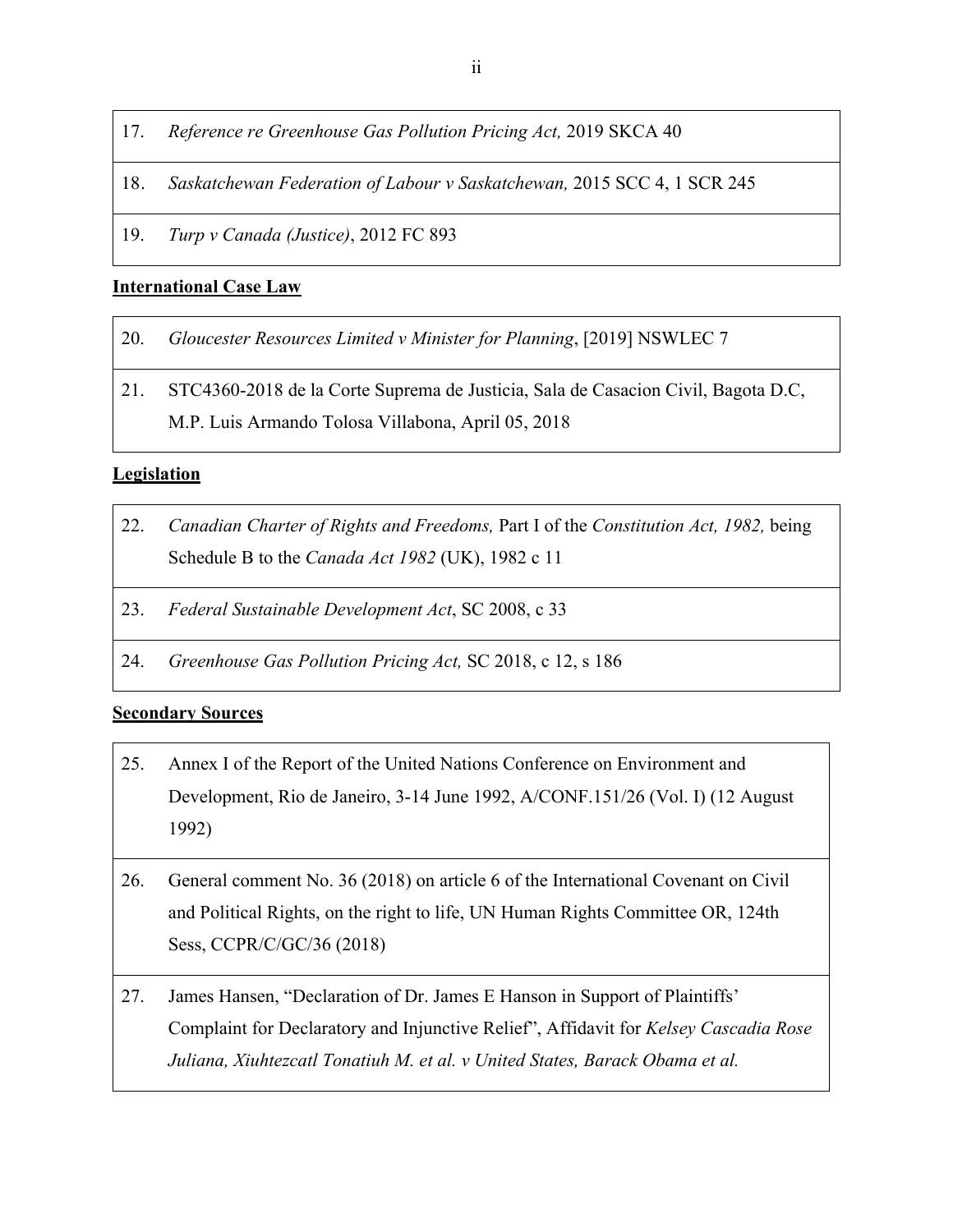| | |
|---|---|
| 17. | *Reference re Greenhouse Gas Pollution Pricing Act,* 2019 SKCA 40 |
| 18. | *Saskatchewan Federation of Labour v Saskatchewan,* 2015 SCC 4, 1 SCR 245 |
| 19. | *Turp v Canada (Justice)*, 2012 FC 893 |

**International Case Law**

| | |
|---|---|
| 20. | *Gloucester Resources Limited v Minister for Planning*, [2019] NSWLEC 7 |
| 21. | STC4360-2018 de la Corte Suprema de Justicia, Sala de Casacion Civil, Bagota D.C, M.P. Luis Armando Tolosa Villabona, April 05, 2018 |

**Legislation**

| | |
|---|---|
| 22. | *Canadian Charter of Rights and Freedoms,* Part I of the *Constitution Act, 1982,* being Schedule B to the *Canada Act 1982* (UK), 1982 c 11 |
| 23. | *Federal Sustainable Development Act*, SC 2008, c 33 |
| 24. | *Greenhouse Gas Pollution Pricing Act,* SC 2018, c 12, s 186 |

**Secondary Sources**

| | |
|---|---|
| 25. | Annex I of the Report of the United Nations Conference on Environment and Development, Rio de Janeiro, 3-14 June 1992, A/CONF.151/26 (Vol. I) (12 August 1992) |
| 26. | General comment No. 36 (2018) on article 6 of the International Covenant on Civil and Political Rights, on the right to life, UN Human Rights Committee OR, 124th Sess, CCPR/C/GC/36 (2018) |
| 27. | James Hansen, "Declaration of Dr. James E Hanson in Support of Plaintiffs' Complaint for Declaratory and Injunctive Relief", Affidavit for *Kelsey Cascadia Rose Juliana, Xiuhtezcatl Tonatiuh M. et al. v United States, Barack Obama et al.* |